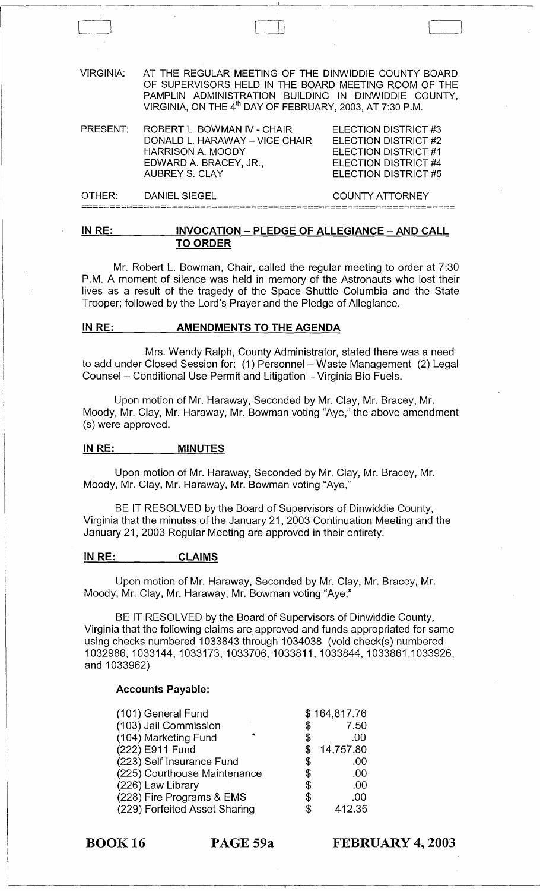VIRGINIA: AT THE REGULAR MEETING OF THE DINWIDDIE COUNTY BOARD OF SUPERVISORS HELD IN THE BOARD MEETING ROOM OF THE PAMPLIN ADMINISTRATION BUILDING IN DINWIDDIE COUNTY, VIRGINIA, ON THE 4th DAY OF FEBRUARY, 2003, AT 7:30 P.M.

| | | |
|---|---|---|
| PRESENT: | ROBERT L. BOWMAN IV - CHAIR | ELECTION DISTRICT #3 |
| | DONALD L. HARAWAY – VICE CHAIR | ELECTION DISTRICT #2 |
| | HARRISON A. MOODY | ELECTION DISTRICT #1 |
| | EDWARD A. BRACEY, JR., | ELECTION DISTRICT #4 |
| | AUBREY S. CLAY | ELECTION DISTRICT #5 |
| OTHER: | DANIEL SIEGEL | COUNTY ATTORNEY |

## IN RE: INVOCATION – PLEDGE OF ALLEGIANCE – AND CALL TO ORDER

Mr. Robert L. Bowman, Chair, called the regular meeting to order at 7:30 P.M. A moment of silence was held in memory of the Astronauts who lost their lives as a result of the tragedy of the Space Shuttle Columbia and the State Trooper; followed by the Lord's Prayer and the Pledge of Allegiance.

## IN RE: AMENDMENTS TO THE AGENDA

Mrs. Wendy Ralph, County Administrator, stated there was a need to add under Closed Session for: (1) Personnel – Waste Management (2) Legal Counsel – Conditional Use Permit and Litigation – Virginia Bio Fuels.

Upon motion of Mr. Haraway, Seconded by Mr. Clay, Mr. Bracey, Mr. Moody, Mr. Clay, Mr. Haraway, Mr. Bowman voting "Aye," the above amendment (s) were approved.

## IN RE: MINUTES

Upon motion of Mr. Haraway, Seconded by Mr. Clay, Mr. Bracey, Mr. Moody, Mr. Clay, Mr. Haraway, Mr. Bowman voting "Aye,"

BE IT RESOLVED by the Board of Supervisors of Dinwiddie County, Virginia that the minutes of the January 21, 2003 Continuation Meeting and the January 21, 2003 Regular Meeting are approved in their entirety.

## IN RE: CLAIMS

Upon motion of Mr. Haraway, Seconded by Mr. Clay, Mr. Bracey, Mr. Moody, Mr. Clay, Mr. Haraway, Mr. Bowman voting "Aye,"

BE IT RESOLVED by the Board of Supervisors of Dinwiddie County, Virginia that the following claims are approved and funds appropriated for same using checks numbered 1033843 through 1034038 (void check(s) numbered 1032986, 1033144, 1033173, 1033706, 1033811, 1033844, 1033861,1033926, and 1033962)

**Accounts Payable:**

| | |
|---|---|
| (101) General Fund | $ 164,817.76 |
| (103) Jail Commission | $ 7.50 |
| (104) Marketing Fund | $ .00 |
| (222) E911 Fund | $ 14,757.80 |
| (223) Self Insurance Fund | $ .00 |
| (225) Courthouse Maintenance | $ .00 |
| (226) Law Library | $ .00 |
| (228) Fire Programs & EMS | $ .00 |
| (229) Forfeited Asset Sharing | $ 412.35 |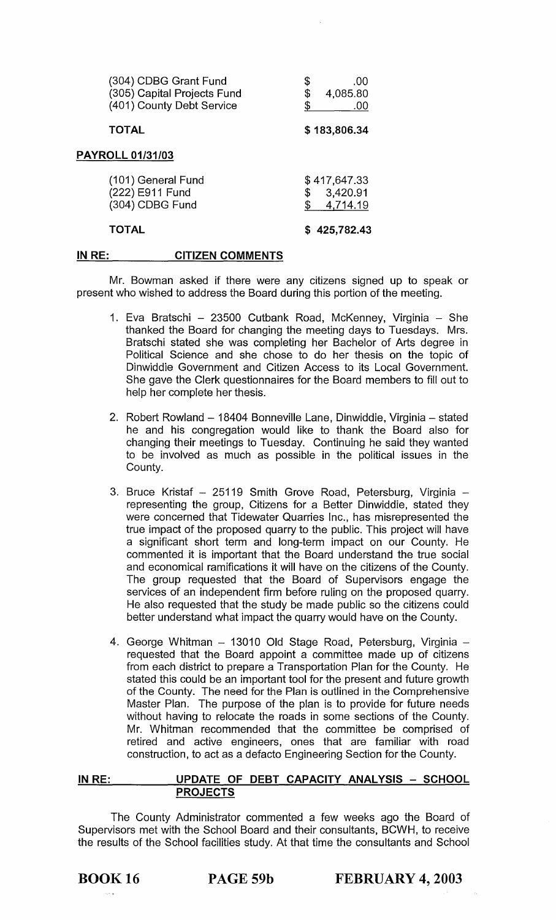| | |
|---|---|
| (304) CDBG Grant Fund | $ .00 |
| (305) Capital Projects Fund | $ 4,085.80 |
| (401) County Debt Service | $ .00 |
| **TOTAL** | **$ 183,806.34** |

**PAYROLL 01/31/03**

| | |
|---|---|
| (101) General Fund | $ 417,647.33 |
| (222) E911 Fund | $ 3,420.91 |
| (304) CDBG Fund | $ 4,714.19 |
| **TOTAL** | **$ 425,782.43** |

**IN RE: CITIZEN COMMENTS**

Mr. Bowman asked if there were any citizens signed up to speak or present who wished to address the Board during this portion of the meeting.

1. Eva Bratschi – 23500 Cutbank Road, McKenney, Virginia – She thanked the Board for changing the meeting days to Tuesdays. Mrs. Bratschi stated she was completing her Bachelor of Arts degree in Political Science and she chose to do her thesis on the topic of Dinwiddie Government and Citizen Access to its Local Government. She gave the Clerk questionnaires for the Board members to fill out to help her complete her thesis.

2. Robert Rowland – 18404 Bonneville Lane, Dinwiddie, Virginia – stated he and his congregation would like to thank the Board also for changing their meetings to Tuesday. Continuing he said they wanted to be involved as much as possible in the political issues in the County.

3. Bruce Kristaf – 25119 Smith Grove Road, Petersburg, Virginia – representing the group, Citizens for a Better Dinwiddie, stated they were concerned that Tidewater Quarries Inc., has misrepresented the true impact of the proposed quarry to the public. This project will have a significant short term and long-term impact on our County. He commented it is important that the Board understand the true social and economical ramifications it will have on the citizens of the County. The group requested that the Board of Supervisors engage the services of an independent firm before ruling on the proposed quarry. He also requested that the study be made public so the citizens could better understand what impact the quarry would have on the County.

4. George Whitman – 13010 Old Stage Road, Petersburg, Virginia – requested that the Board appoint a committee made up of citizens from each district to prepare a Transportation Plan for the County. He stated this could be an important tool for the present and future growth of the County. The need for the Plan is outlined in the Comprehensive Master Plan. The purpose of the plan is to provide for future needs without having to relocate the roads in some sections of the County. Mr. Whitman recommended that the committee be comprised of retired and active engineers, ones that are familiar with road construction, to act as a defacto Engineering Section for the County.

**IN RE: UPDATE OF DEBT CAPACITY ANALYSIS – SCHOOL PROJECTS**

The County Administrator commented a few weeks ago the Board of Supervisors met with the School Board and their consultants, BCWH, to receive the results of the School facilities study. At that time the consultants and School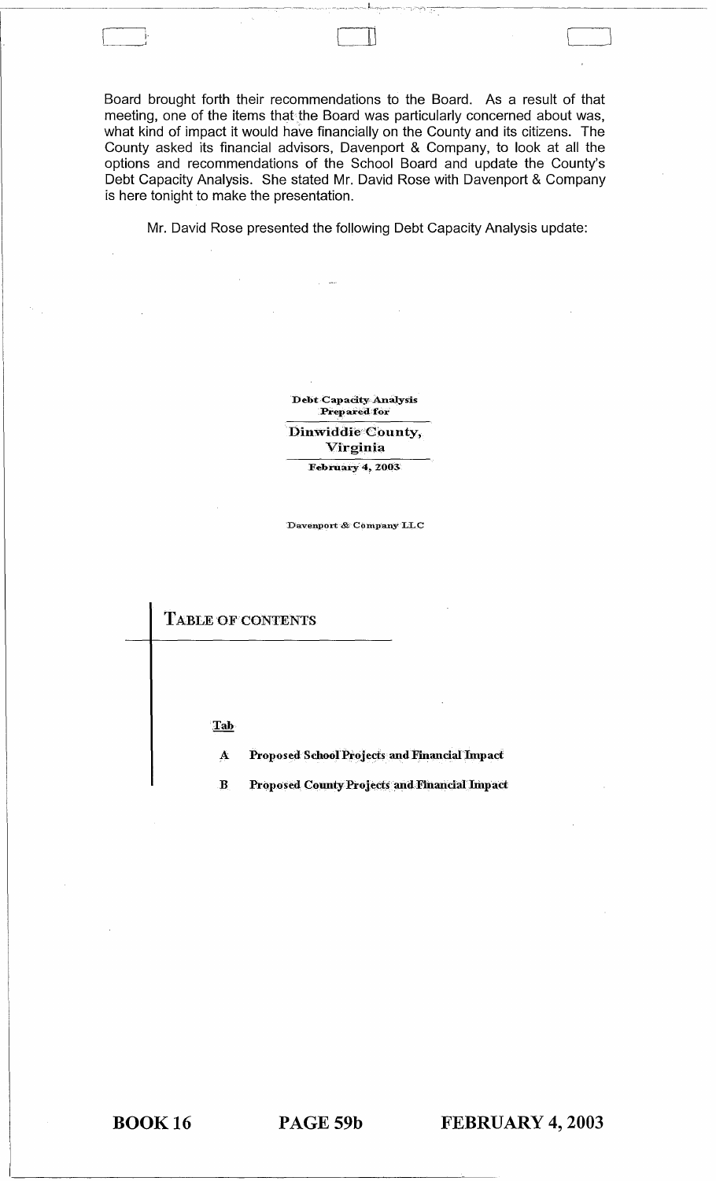Board brought forth their recommendations to the Board. As a result of that meeting, one of the items that the Board was particularly concerned about was, what kind of impact it would have financially on the County and its citizens. The County asked its financial advisors, Davenport & Company, to look at all the options and recommendations of the School Board and update the County's Debt Capacity Analysis. She stated Mr. David Rose with Davenport & Company is here tonight to make the presentation.

Mr. David Rose presented the following Debt Capacity Analysis update:

**Debt Capacity Analysis Prepared for**

**Dinwiddie County, Virginia**

**February 4, 2003**

Davenport & Company LLC

## TABLE OF CONTENTS

**Tab**

- **A** Proposed School Projects and Financial Impact
- **B** Proposed County Projects and Financial Impact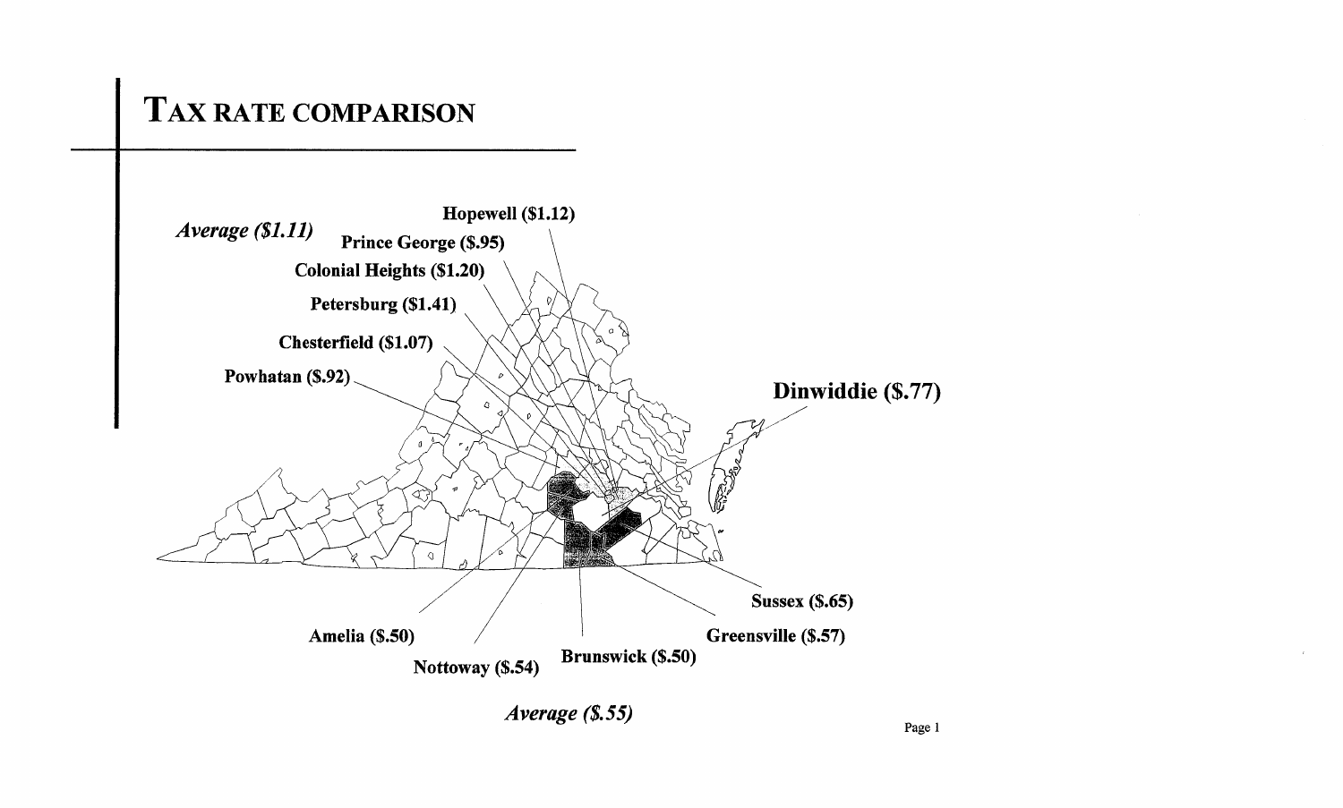# TAX RATE COMPARISON

*Average ($1.11)*

**Hopewell ($1.12)**

**Prince George ($.95)**

**Colonial Heights ($1.20)**

**Petersburg ($1.41)**

**Chesterfield ($1.07)**

**Powhatan ($.92)**

**Dinwiddie ($.77)**

**Sussex ($.65)**

**Amelia ($.50)**

**Greensville ($.57)**

**Nottoway ($.54)**

**Brunswick ($.50)**

*Average ($.55)*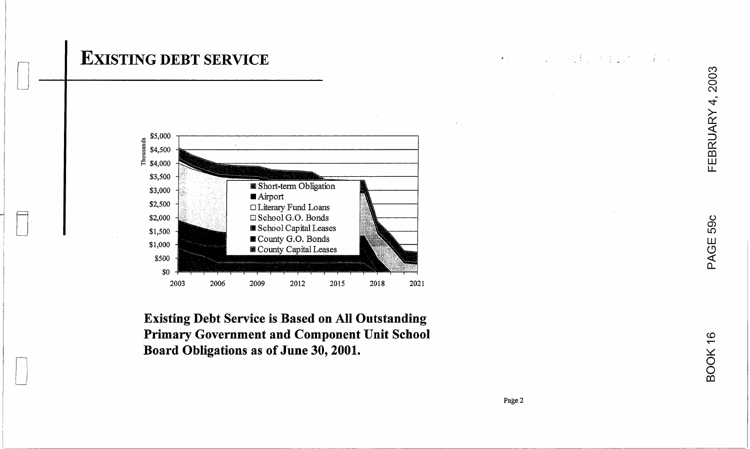# EXISTING DEBT SERVICE

Thousands

$5,000
$4,500
$4,000
$3,500
$3,000
$2,500
$2,000
$1,500
$1,000
$500
$0

2003 2006 2009 2012 2015 2018 2021

- Short-term Obligation
- Airport
- Literary Fund Loans
- School G.O. Bonds
- School Capital Leases
- County G.O. Bonds
- County Capital Leases

**Existing Debt Service is Based on All Outstanding Primary Government and Component Unit School Board Obligations as of June 30, 2001.**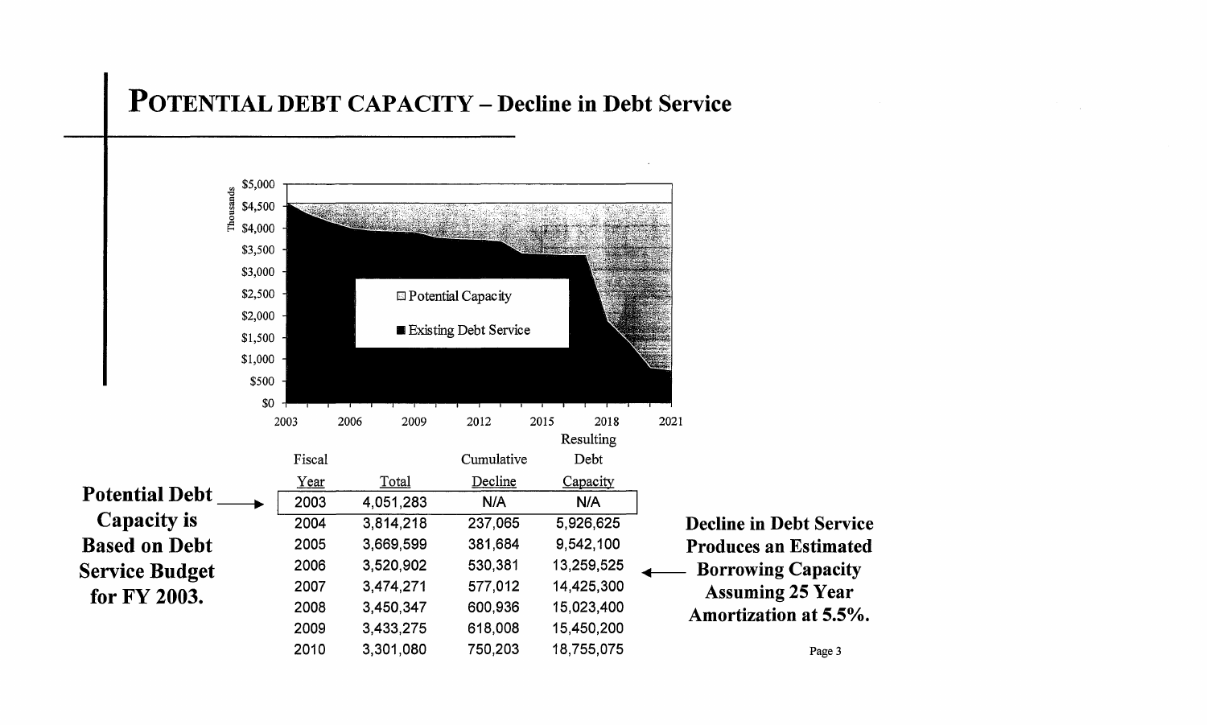# POTENTIAL DEBT CAPACITY – Decline in Debt Service

| Fiscal Year | Total | Cumulative Decline | Resulting Debt Capacity |
|---|---|---|---|
| 2003 | 4,051,283 | N/A | N/A |
| 2004 | 3,814,218 | 237,065 | 5,926,625 |
| 2005 | 3,669,599 | 381,684 | 9,542,100 |
| 2006 | 3,520,902 | 530,381 | 13,259,525 |
| 2007 | 3,474,271 | 577,012 | 14,425,300 |
| 2008 | 3,450,347 | 600,936 | 15,023,400 |
| 2009 | 3,433,275 | 618,008 | 15,450,200 |
| 2010 | 3,301,080 | 750,203 | 18,755,075 |

**Potential Debt Capacity is Based on Debt Service Budget for FY 2003.**

**Decline in Debt Service Produces an Estimated Borrowing Capacity Assuming 25 Year Amortization at 5.5%.**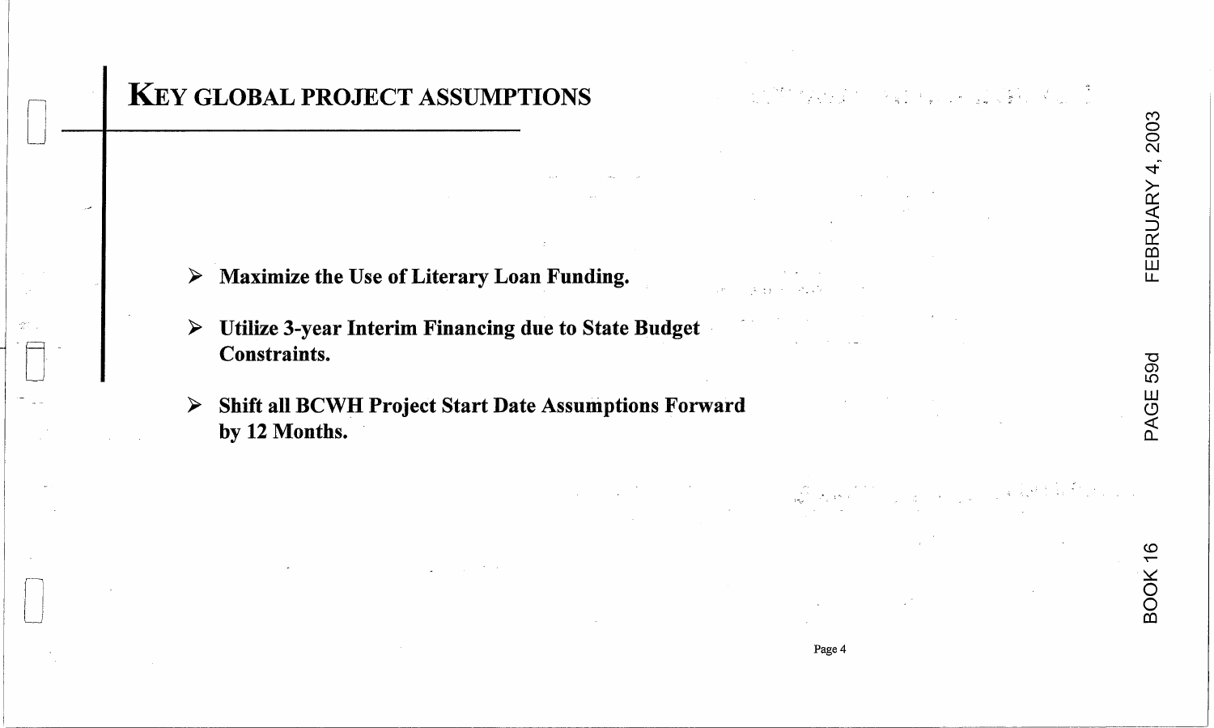# KEY GLOBAL PROJECT ASSUMPTIONS

- **Maximize the Use of Literary Loan Funding.**
- **Utilize 3-year Interim Financing due to State Budget Constraints.**
- **Shift all BCWH Project Start Date Assumptions Forward by 12 Months.**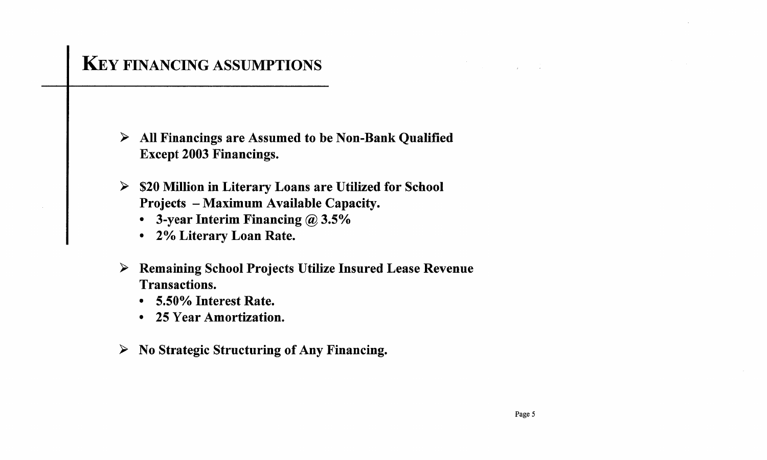# KEY FINANCING ASSUMPTIONS

- **All Financings are Assumed to be Non-Bank Qualified Except 2003 Financings.**
- **$20 Million in Literary Loans are Utilized for School Projects – Maximum Available Capacity.**
  - **3-year Interim Financing @ 3.5%**
  - **2% Literary Loan Rate.**
- **Remaining School Projects Utilize Insured Lease Revenue Transactions.**
  - **5.50% Interest Rate.**
  - **25 Year Amortization.**
- **No Strategic Structuring of Any Financing.**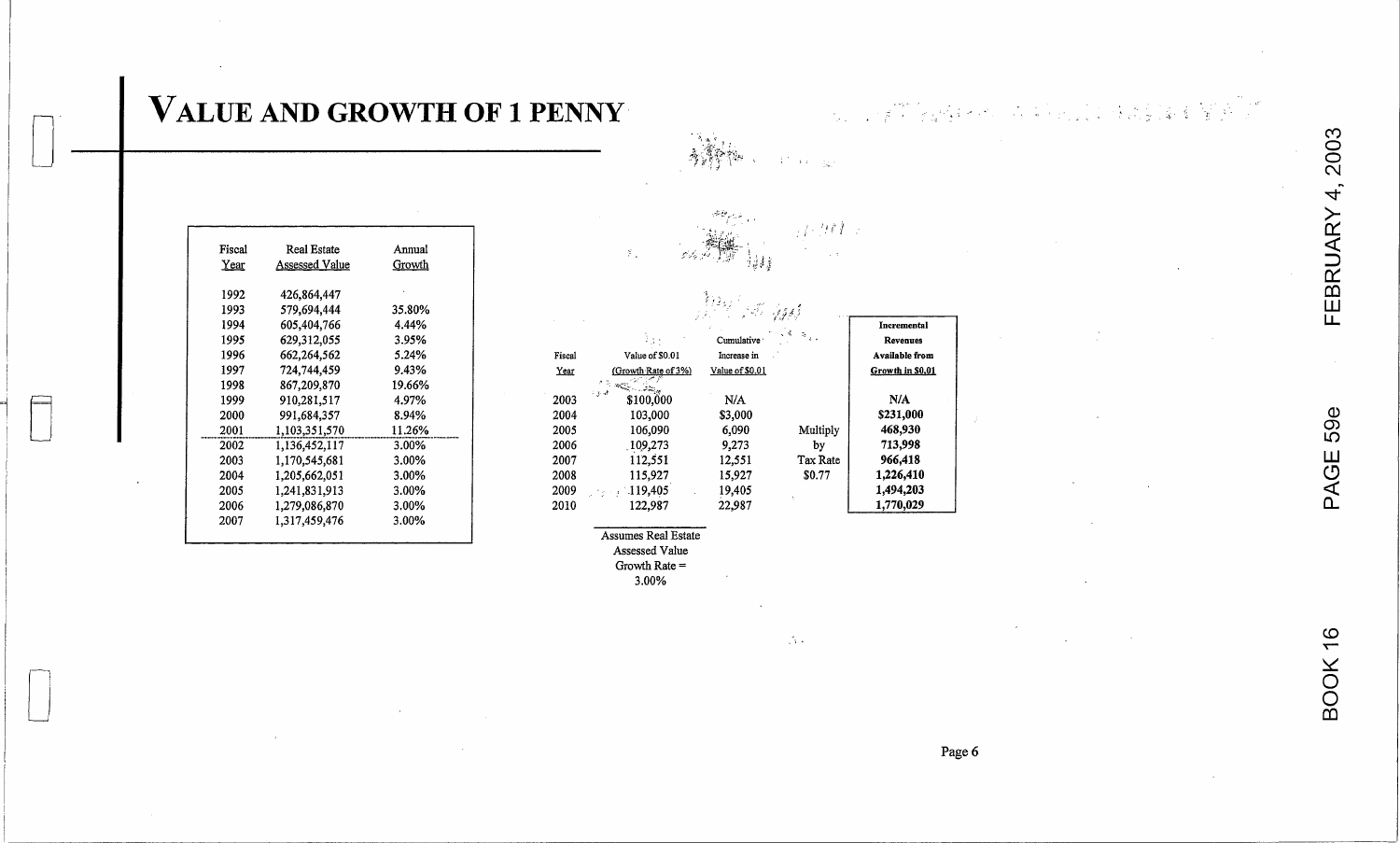# VALUE AND GROWTH OF 1 PENNY

| Fiscal Year | Real Estate Assessed Value | Annual Growth |
|---|---|---|
| 1992 | 426,864,447 | |
| 1993 | 579,694,444 | 35.80% |
| 1994 | 605,404,766 | 4.44% |
| 1995 | 629,312,055 | 3.95% |
| 1996 | 662,264,562 | 5.24% |
| 1997 | 724,744,459 | 9.43% |
| 1998 | 867,209,870 | 19.66% |
| 1999 | 910,281,517 | 4.97% |
| 2000 | 991,684,357 | 8.94% |
| 2001 | 1,103,351,570 | 11.26% |
| 2002 | 1,136,452,117 | 3.00% |
| 2003 | 1,170,545,681 | 3.00% |
| 2004 | 1,205,662,051 | 3.00% |
| 2005 | 1,241,831,913 | 3.00% |
| 2006 | 1,279,086,870 | 3.00% |
| 2007 | 1,317,459,476 | 3.00% |

| Fiscal Year | Value of $0.01 (Growth Rate of 3%) | Cumulative Increase in Value of $0.01 | | Incremental Revenues Available from Growth in $0.01 |
|---|---|---|---|---|
| 2003 | $100,000 | N/A | | N/A |
| 2004 | 103,000 | $3,000 | | $231,000 |
| 2005 | 106,090 | 6,090 | Multiply | 468,930 |
| 2006 | 109,273 | 9,273 | by | 713,998 |
| 2007 | 112,551 | 12,551 | Tax Rate | 966,418 |
| 2008 | 115,927 | 15,927 | $0.77 | 1,226,410 |
| 2009 | 119,405 | 19,405 | | 1,494,203 |
| 2010 | 122,987 | 22,987 | | 1,770,029 |

Assumes Real Estate Assessed Value Growth Rate = 3.00%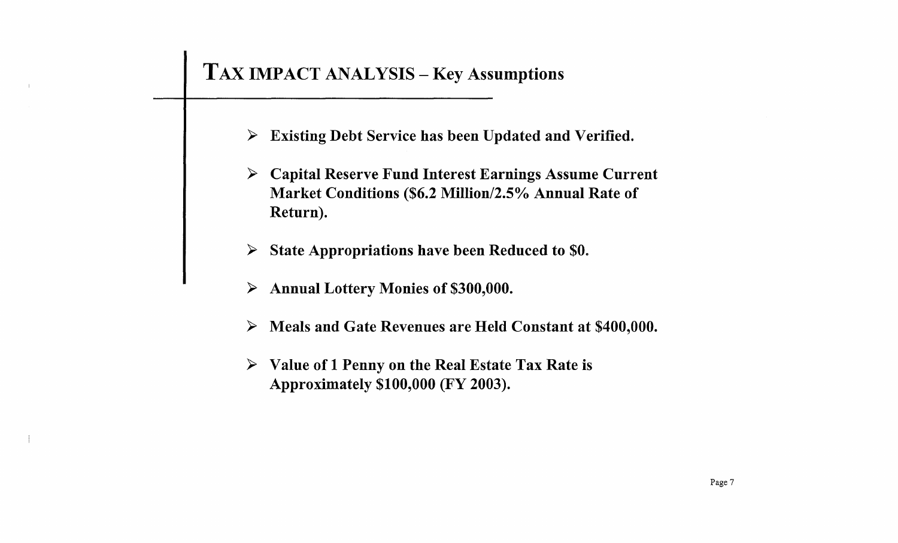# TAX IMPACT ANALYSIS – Key Assumptions

- **Existing Debt Service has been Updated and Verified.**
- **Capital Reserve Fund Interest Earnings Assume Current Market Conditions ($6.2 Million/2.5% Annual Rate of Return).**
- **State Appropriations have been Reduced to $0.**
- **Annual Lottery Monies of $300,000.**
- **Meals and Gate Revenues are Held Constant at $400,000.**
- **Value of 1 Penny on the Real Estate Tax Rate is Approximately $100,000 (FY 2003).**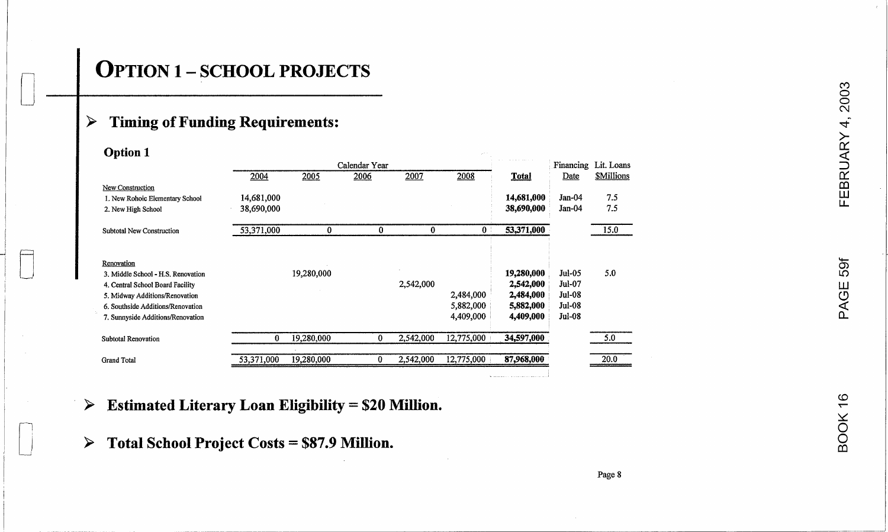# OPTION 1 – SCHOOL PROJECTS

- **Timing of Funding Requirements:**

**Option 1**

| | Calendar Year | | | | | | Financing | Lit. Loans |
|---|---|---|---|---|---|---|---|---|
| | 2004 | 2005 | 2006 | 2007 | 2008 | **Total** | Date | $Millions |
| New Construction | | | | | | | | |
| 1. New Rohoic Elementary School | 14,681,000 | | | | | **14,681,000** | Jan-04 | 7.5 |
| 2. New High School | 38,690,000 | | | | | **38,690,000** | Jan-04 | 7.5 |
| Subtotal New Construction | 53,371,000 | 0 | 0 | 0 | 0 | **53,371,000** | | 15.0 |
| Renovation | | | | | | | | |
| 3. Middle School - H.S. Renovation | | 19,280,000 | | | | **19,280,000** | Jul-05 | 5.0 |
| 4. Central School Board Facility | | | | 2,542,000 | | **2,542,000** | Jul-07 | |
| 5. Midway Additions/Renovation | | | | | 2,484,000 | **2,484,000** | Jul-08 | |
| 6. Southside Additions/Renovation | | | | | 5,882,000 | **5,882,000** | Jul-08 | |
| 7. Sunnyside Additions/Renovation | | | | | 4,409,000 | **4,409,000** | Jul-08 | |
| Subtotal Renovation | 0 | 19,280,000 | 0 | 2,542,000 | 12,775,000 | **34,597,000** | | 5.0 |
| Grand Total | 53,371,000 | 19,280,000 | 0 | 2,542,000 | 12,775,000 | **87,968,000** | | 20.0 |

- **Estimated Literary Loan Eligibility = $20 Million.**

- **Total School Project Costs = $87.9 Million.**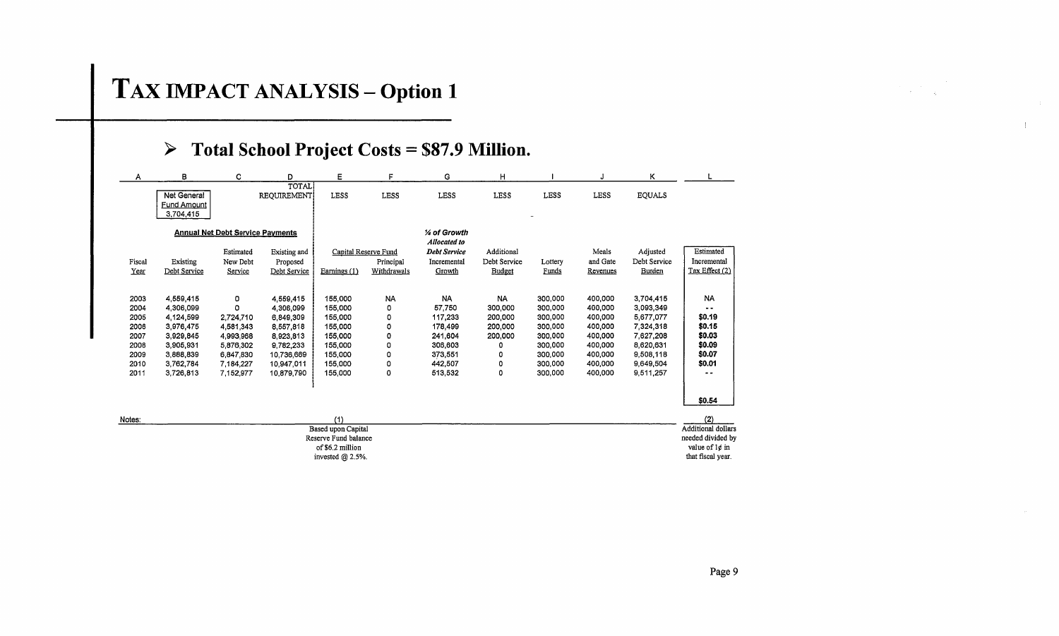# TAX IMPACT ANALYSIS – Option 1

## ➢ Total School Project Costs = $87.9 Million.

| A | B | C | D | E | F | G | H | I | J | K | L |
|---|---|---|---|---|---|---|---|---|---|---|---|
| | Net General Fund Amount 3,704,415 | | TOTAL REQUIREMENT | LESS | LESS | LESS | LESS | LESS | LESS | EQUALS | |
| | Annual Net Debt Service Payments | | | | | *¼ of Growth Allocated to* | | | | | |
| | | | | Capital Reserve Fund | | | | | | | |
| Fiscal Year | Existing Debt Service | Estimated New Debt Service | Existing and Proposed Debt Service | Earnings (1) | Principal Withdrawals | *Debt Service* Incremental Growth | Additional Debt Service Budget | Lottery Funds | Meals and Gate Revenues | Adjusted Debt Service Burden | Estimated Incremental Tax Effect (2) |
| 2003 | 4,559,415 | 0 | 4,559,415 | 155,000 | NA | NA | NA | 300,000 | 400,000 | 3,704,415 | NA |
| 2004 | 4,306,099 | 0 | 4,306,099 | 155,000 | 0 | 57,750 | 300,000 | 300,000 | 400,000 | 3,093,349 | -- |
| 2005 | 4,124,599 | 2,724,710 | 6,849,309 | 155,000 | 0 | 117,233 | 200,000 | 300,000 | 400,000 | 5,677,077 | **$0.19** |
| 2006 | 3,976,475 | 4,581,343 | 8,557,818 | 155,000 | 0 | 178,499 | 200,000 | 300,000 | 400,000 | 7,324,318 | **$0.15** |
| 2007 | 3,929,845 | 4,993,968 | 8,923,813 | 155,000 | 0 | 241,604 | 200,000 | 300,000 | 400,000 | 7,627,208 | **$0.03** |
| 2008 | 3,905,931 | 5,876,302 | 9,782,233 | 155,000 | 0 | 306,603 | 0 | 300,000 | 400,000 | 8,620,631 | **$0.09** |
| 2009 | 3,888,839 | 6,847,830 | 10,736,669 | 155,000 | 0 | 373,551 | 0 | 300,000 | 400,000 | 9,508,118 | **$0.07** |
| 2010 | 3,762,784 | 7,184,227 | 10,947,011 | 155,000 | 0 | 442,507 | 0 | 300,000 | 400,000 | 9,649,504 | **$0.01** |
| 2011 | 3,726,813 | 7,152,977 | 10,879,790 | 155,000 | 0 | 513,532 | 0 | 300,000 | 400,000 | 9,511,257 | -- |
| | | | | | | | | | | | **$0.54** |

Notes:

(1) Based upon Capital Reserve Fund balance of $6.2 million invested @ 2.5%.

(2) Additional dollars needed divided by value of 1¢ in that fiscal year.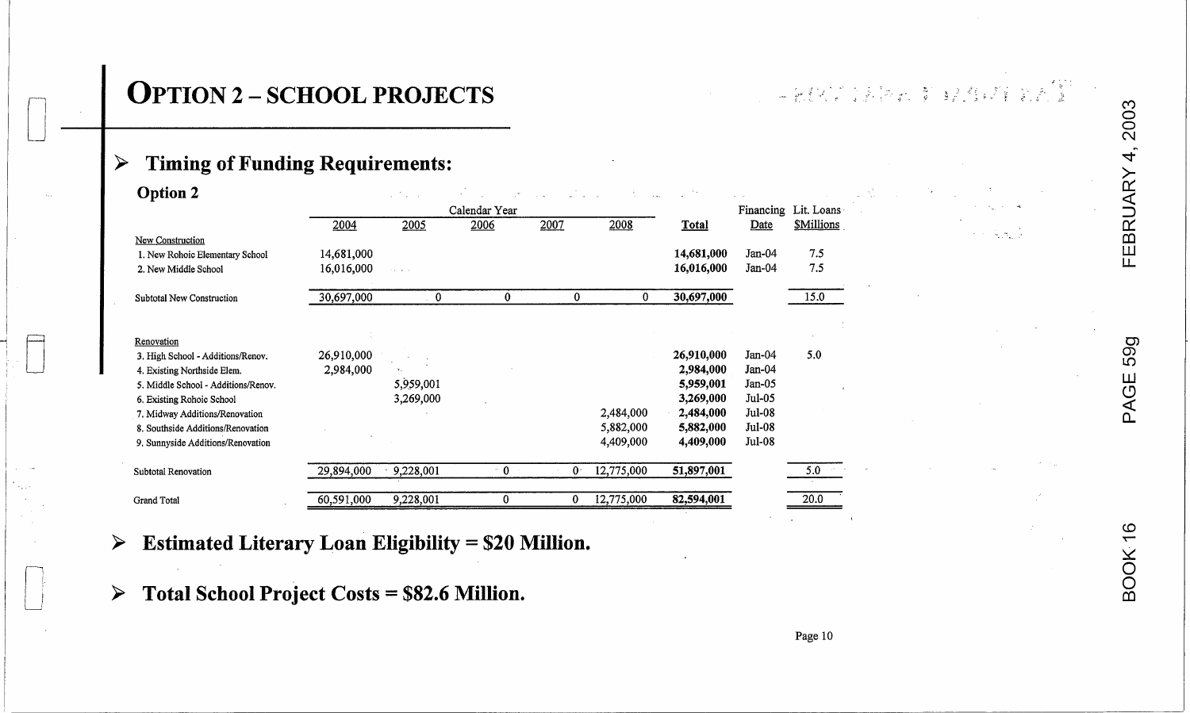# OPTION 2 – SCHOOL PROJECTS

- **Timing of Funding Requirements:**

**Option 2**

| | Calendar Year | | | | | | Financing | Lit. Loans |
|---|---|---|---|---|---|---|---|---|
| | 2004 | 2005 | 2006 | 2007 | 2008 | **Total** | Date | $Millions |
| New Construction | | | | | | | | |
| 1. New Rohoic Elementary School | 14,681,000 | | | | | **14,681,000** | Jan-04 | 7.5 |
| 2. New Middle School | 16,016,000 | | | | | **16,016,000** | Jan-04 | 7.5 |
| Subtotal New Construction | 30,697,000 | 0 | 0 | 0 | 0 | **30,697,000** | | 15.0 |
| Renovation | | | | | | | | |
| 3. High School - Additions/Renov. | 26,910,000 | | | | | **26,910,000** | Jan-04 | 5.0 |
| 4. Existing Northside Elem. | 2,984,000 | | | | | **2,984,000** | Jan-04 | |
| 5. Middle School - Additions/Renov. | | 5,959,001 | | | | **5,959,001** | Jan-05 | |
| 6. Existing Rohoic School | | 3,269,000 | | | | **3,269,000** | Jul-05 | |
| 7. Midway Additions/Renovation | | | | | 2,484,000 | **2,484,000** | Jul-08 | |
| 8. Southside Additions/Renovation | | | | | 5,882,000 | **5,882,000** | Jul-08 | |
| 9. Sunnyside Additions/Renovation | | | | | 4,409,000 | **4,409,000** | Jul-08 | |
| Subtotal Renovation | 29,894,000 | 9,228,001 | 0 | 0 | 12,775,000 | **51,897,001** | | 5.0 |
| Grand Total | 60,591,000 | 9,228,001 | 0 | 0 | 12,775,000 | **82,594,001** | | 20.0 |

- **Estimated Literary Loan Eligibility = $20 Million.**

- **Total School Project Costs = $82.6 Million.**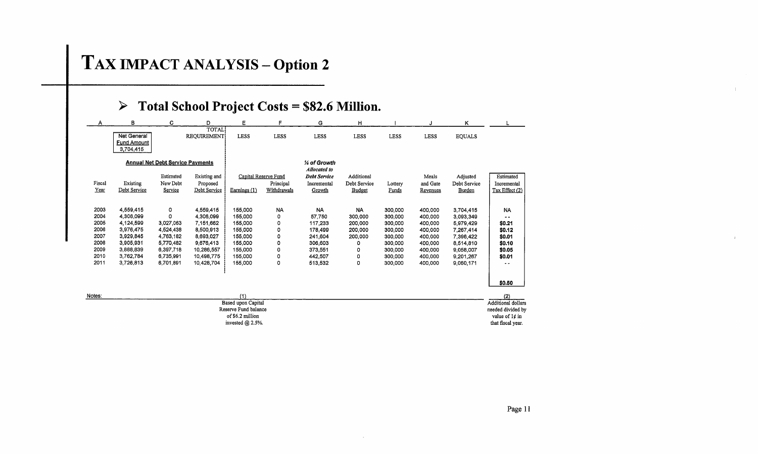# TAX IMPACT ANALYSIS – Option 2

## ➢ Total School Project Costs = $82.6 Million.

| A | B | C | D | E | F | G | H | I | J | K | L |
|---|---|---|---|---|---|---|---|---|---|---|---|
| | Net General Fund Amount 3,704,415 | | TOTAL REQUIREMENT | LESS | LESS | LESS | LESS | LESS | LESS | EQUALS | |
| | Annual Net Debt Service Payments | | | | | *¼ of Growth Allocated to* | | | | | |
| | | | | Capital Reserve Fund | | | | | | | |
| Fiscal Year | Existing Debt Service | Estimated New Debt Service | Existing and Proposed Debt Service | Earnings (1) | Principal Withdrawals | *Debt Service* Incremental Growth | Additional Debt Service Budget | Lottery Funds | Meals and Gate Revenues | Adjusted Debt Service Burden | Estimated Incremental Tax Effect (2) |
| 2003 | 4,559,415 | 0 | 4,559,415 | 155,000 | NA | NA | NA | 300,000 | 400,000 | 3,704,415 | NA |
| 2004 | 4,306,099 | 0 | 4,306,099 | 155,000 | 0 | 57,750 | 300,000 | 300,000 | 400,000 | 3,093,349 | - - |
| 2005 | 4,124,599 | 3,027,063 | 7,151,662 | 155,000 | 0 | 117,233 | 200,000 | 300,000 | 400,000 | 5,979,429 | **$0.21** |
| 2006 | 3,976,475 | 4,524,438 | 8,500,913 | 155,000 | 0 | 178,499 | 200,000 | 300,000 | 400,000 | 7,267,414 | **$0.12** |
| 2007 | 3,929,845 | 4,763,182 | 8,693,027 | 155,000 | 0 | 241,604 | 200,000 | 300,000 | 400,000 | 7,396,422 | **$0.01** |
| 2008 | 3,905,931 | 5,770,482 | 9,676,413 | 155,000 | 0 | 306,603 | 0 | 300,000 | 400,000 | 8,514,810 | **$0.10** |
| 2009 | 3,888,839 | 6,397,718 | 10,286,557 | 155,000 | 0 | 373,551 | 0 | 300,000 | 400,000 | 9,058,007 | **$0.05** |
| 2010 | 3,762,784 | 6,735,991 | 10,498,775 | 155,000 | 0 | 442,507 | 0 | 300,000 | 400,000 | 9,201,267 | **$0.01** |
| 2011 | 3,726,813 | 6,701,891 | 10,428,704 | 155,000 | 0 | 513,532 | 0 | 300,000 | 400,000 | 9,060,171 | - - |
| | | | | | | | | | | | **$0.50** |

Notes:

(1) Based upon Capital Reserve Fund balance of $6.2 million invested @ 2.5%.

(2) Additional dollars needed divided by value of 1¢ in that fiscal year.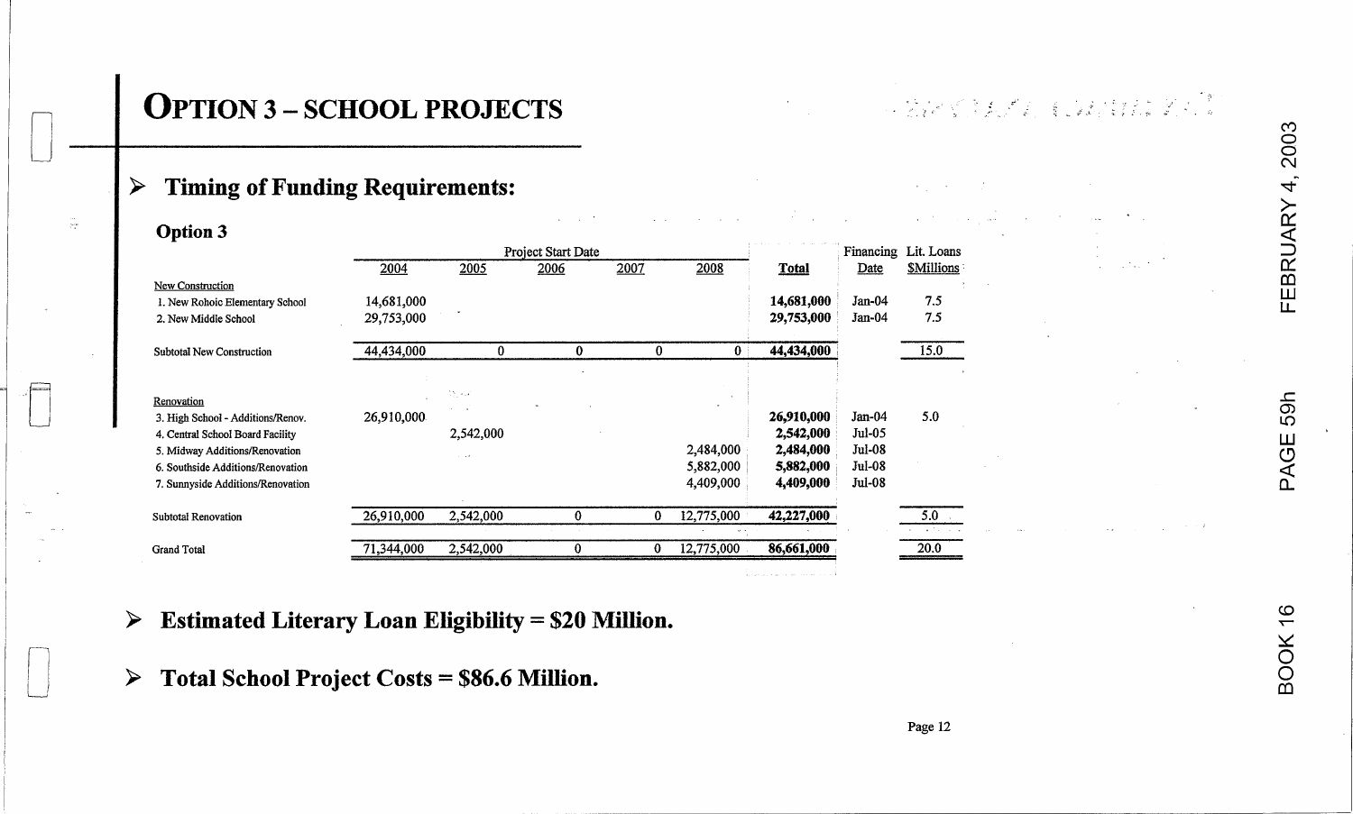# OPTION 3 – SCHOOL PROJECTS

## Timing of Funding Requirements:

### Option 3

| | Project Start Date | | | | | | Financing | Lit. Loans |
|---|---|---|---|---|---|---|---|---|
| | 2004 | 2005 | 2006 | 2007 | 2008 | **Total** | Date | $Millions |
| New Construction | | | | | | | | |
| 1. New Rohoic Elementary School | 14,681,000 | | | | | **14,681,000** | Jan-04 | 7.5 |
| 2. New Middle School | 29,753,000 | | | | | **29,753,000** | Jan-04 | 7.5 |
| Subtotal New Construction | 44,434,000 | 0 | 0 | 0 | 0 | **44,434,000** | | 15.0 |
| Renovation | | | | | | | | |
| 3. High School - Additions/Renov. | 26,910,000 | | | | | **26,910,000** | Jan-04 | 5.0 |
| 4. Central School Board Facility | | 2,542,000 | | | | **2,542,000** | Jul-05 | |
| 5. Midway Additions/Renovation | | | | | 2,484,000 | **2,484,000** | Jul-08 | |
| 6. Southside Additions/Renovation | | | | | 5,882,000 | **5,882,000** | Jul-08 | |
| 7. Sunnyside Additions/Renovation | | | | | 4,409,000 | **4,409,000** | Jul-08 | |
| Subtotal Renovation | 26,910,000 | 2,542,000 | 0 | 0 | 12,775,000 | **42,227,000** | | 5.0 |
| Grand Total | 71,344,000 | 2,542,000 | 0 | 0 | 12,775,000 | **86,661,000** | | 20.0 |

- **Estimated Literary Loan Eligibility = $20 Million.**
- **Total School Project Costs = $86.6 Million.**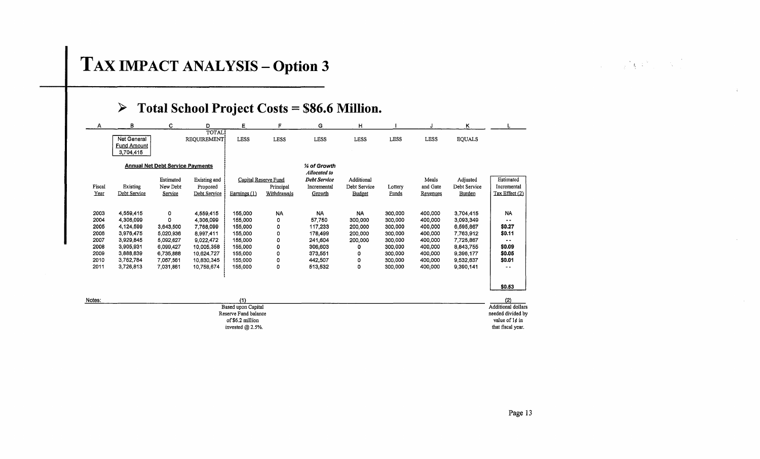# TAX IMPACT ANALYSIS – Option 3

## ➤ Total School Project Costs = $86.6 Million.

| A | B | C | D | E | F | G | H | I | J | K | L |
|---|---|---|---|---|---|---|---|---|---|---|---|
| | Net General Fund Amount 3,704,415 | | TOTAL REQUIREMENT | LESS | LESS | LESS | LESS | LESS | LESS | EQUALS | |
| | Annual Net Debt Service Payments | | | Capital Reserve Fund | | *¼ of Growth Allocated to Debt Service* | | | | | |
| Fiscal Year | Existing Debt Service | Estimated New Debt Service | Existing and Proposed Debt Service | Earnings (1) | Principal Withdrawals | Incremental Growth | Additional Debt Service Budget | Lottery Funds | Meals and Gate Revenues | Adjusted Debt Service Burden | Estimated Incremental Tax Effect (2) |
| 2003 | 4,559,415 | 0 | 4,559,415 | 155,000 | NA | NA | NA | 300,000 | 400,000 | 3,704,415 | NA |
| 2004 | 4,306,099 | 0 | 4,306,099 | 155,000 | 0 | 57,750 | 300,000 | 300,000 | 400,000 | 3,093,349 | - - |
| 2005 | 4,124,599 | 3,643,500 | 7,768,099 | 155,000 | 0 | 117,233 | 200,000 | 300,000 | 400,000 | 6,595,867 | **$0.27** |
| 2006 | 3,976,475 | 5,020,936 | 8,997,411 | 155,000 | 0 | 178,499 | 200,000 | 300,000 | 400,000 | 7,763,912 | **$0.11** |
| 2007 | 3,929,845 | 5,092,627 | 9,022,472 | 155,000 | 0 | 241,604 | 200,000 | 300,000 | 400,000 | 7,725,867 | - - |
| 2008 | 3,905,931 | 6,099,427 | 10,005,358 | 155,000 | 0 | 306,603 | 0 | 300,000 | 400,000 | 8,843,755 | **$0.09** |
| 2009 | 3,888,839 | 6,735,888 | 10,624,727 | 155,000 | 0 | 373,551 | 0 | 300,000 | 400,000 | 9,396,177 | **$0.05** |
| 2010 | 3,762,784 | 7,067,561 | 10,830,345 | 155,000 | 0 | 442,507 | 0 | 300,000 | 400,000 | 9,532,837 | **$0.01** |
| 2011 | 3,726,813 | 7,031,861 | 10,758,674 | 155,000 | 0 | 513,532 | 0 | 300,000 | 400,000 | 9,390,141 | - - |
| | | | | | | | | | | | **$0.53** |

Notes:

(1) Based upon Capital Reserve Fund balance of $6.2 million invested @ 2.5%.

(2) Additional dollars needed divided by value of 1¢ in that fiscal year.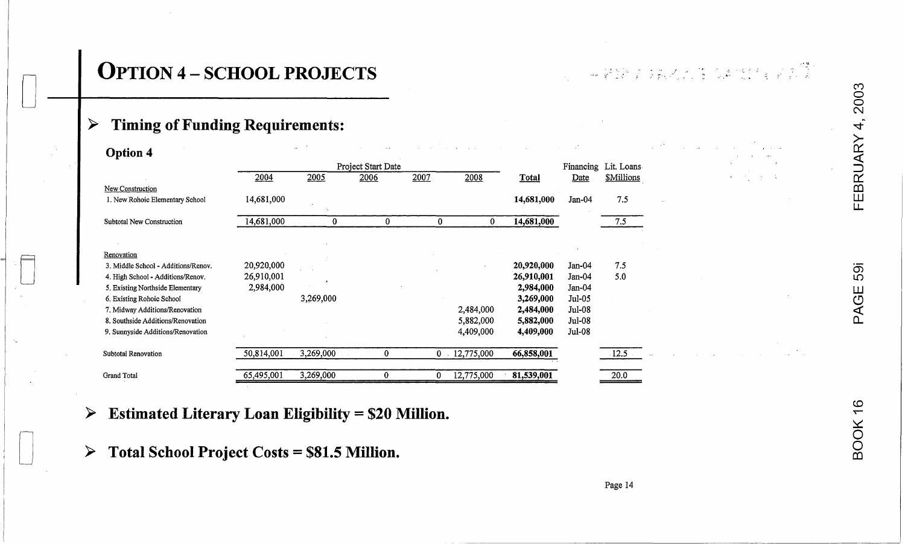# Option 4 – School Projects

- **Timing of Funding Requirements:**

### Option 4

| | Project Start Date | | | | | Total | Financing Date | Lit. Loans $Millions |
|---|---|---|---|---|---|---|---|---|
| | 2004 | 2005 | 2006 | 2007 | 2008 | | | |
| New Construction | | | | | | | | |
| 1. New Rohoic Elementary School | 14,681,000 | | | | | **14,681,000** | Jan-04 | 7.5 |
| Subtotal New Construction | 14,681,000 | 0 | 0 | 0 | 0 | **14,681,000** | | 7.5 |
| Renovation | | | | | | | | |
| 3. Middle School - Additions/Renov. | 20,920,000 | | | | | **20,920,000** | Jan-04 | 7.5 |
| 4. High School - Additions/Renov. | 26,910,001 | | | | | **26,910,001** | Jan-04 | 5.0 |
| 5. Existing Northside Elementary | 2,984,000 | | | | | **2,984,000** | Jan-04 | |
| 6. Existing Rohoic School | | 3,269,000 | | | | **3,269,000** | Jul-05 | |
| 7. Midway Additions/Renovation | | | | | 2,484,000 | **2,484,000** | Jul-08 | |
| 8. Southside Additions/Renovation | | | | | 5,882,000 | **5,882,000** | Jul-08 | |
| 9. Sunnyside Additions/Renovation | | | | | 4,409,000 | **4,409,000** | Jul-08 | |
| Subtotal Renovation | 50,814,001 | 3,269,000 | 0 | 0 | 12,775,000 | **66,858,001** | | 12.5 |
| Grand Total | 65,495,001 | 3,269,000 | 0 | 0 | 12,775,000 | **81,539,001** | | 20.0 |

- **Estimated Literary Loan Eligibility = $20 Million.**

- **Total School Project Costs = $81.5 Million.**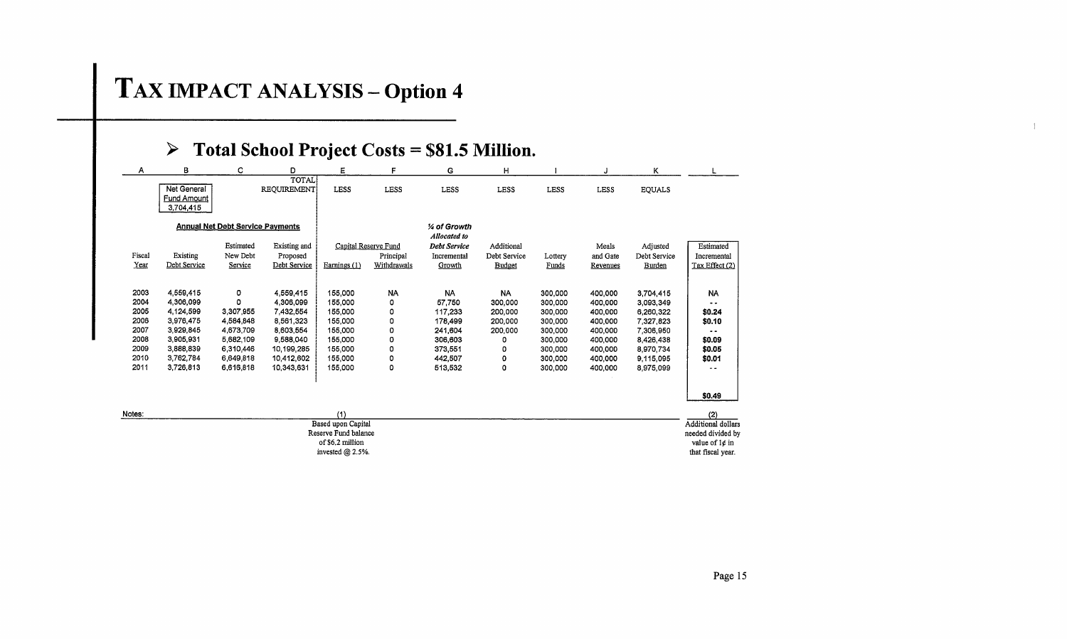# TAX IMPACT ANALYSIS – Option 4

## ➢ Total School Project Costs = $81.5 Million.

| A | B | C | D | E | F | G | H | I | J | K | L |
|---|---|---|---|---|---|---|---|---|---|---|---|
| | Net General Fund Amount 3,704,415 | | TOTAL REQUIREMENT | LESS | LESS | LESS | LESS | LESS | LESS | EQUALS | |
| | Annual Net Debt Service Payments | | | Capital Reserve Fund | | *¼ of Growth Allocated to Debt Service* | | | | | |
| Fiscal Year | Existing Debt Service | Estimated New Debt Service | Existing and Proposed Debt Service | Earnings (1) | Principal Withdrawals | Incremental Growth | Additional Debt Service Budget | Lottery Funds | Meals and Gate Revenues | Adjusted Debt Service Burden | Estimated Incremental Tax Effect (2) |
| 2003 | 4,559,415 | 0 | 4,559,415 | 155,000 | NA | NA | NA | 300,000 | 400,000 | 3,704,415 | NA |
| 2004 | 4,306,099 | 0 | 4,306,099 | 155,000 | 0 | 57,750 | 300,000 | 300,000 | 400,000 | 3,093,349 | - - |
| 2005 | 4,124,599 | 3,307,955 | 7,432,554 | 155,000 | 0 | 117,233 | 200,000 | 300,000 | 400,000 | 6,260,322 | **$0.24** |
| 2006 | 3,976,475 | 4,584,848 | 8,561,323 | 155,000 | 0 | 178,499 | 200,000 | 300,000 | 400,000 | 7,327,823 | **$0.10** |
| 2007 | 3,929,845 | 4,673,709 | 8,603,554 | 155,000 | 0 | 241,604 | 200,000 | 300,000 | 400,000 | 7,306,950 | - - |
| 2008 | 3,905,931 | 5,682,109 | 9,588,040 | 155,000 | 0 | 306,603 | 0 | 300,000 | 400,000 | 8,426,438 | **$0.09** |
| 2009 | 3,888,839 | 6,310,446 | 10,199,285 | 155,000 | 0 | 373,551 | 0 | 300,000 | 400,000 | 8,970,734 | **$0.05** |
| 2010 | 3,762,784 | 6,649,818 | 10,412,602 | 155,000 | 0 | 442,507 | 0 | 300,000 | 400,000 | 9,115,095 | **$0.01** |
| 2011 | 3,726,813 | 6,616,818 | 10,343,631 | 155,000 | 0 | 513,532 | 0 | 300,000 | 400,000 | 8,975,099 | - - |
| | | | | | | | | | | | **$0.49** |

Notes:

(1) Based upon Capital Reserve Fund balance of $6.2 million invested @ 2.5%.

(2) Additional dollars needed divided by value of 1¢ in that fiscal year.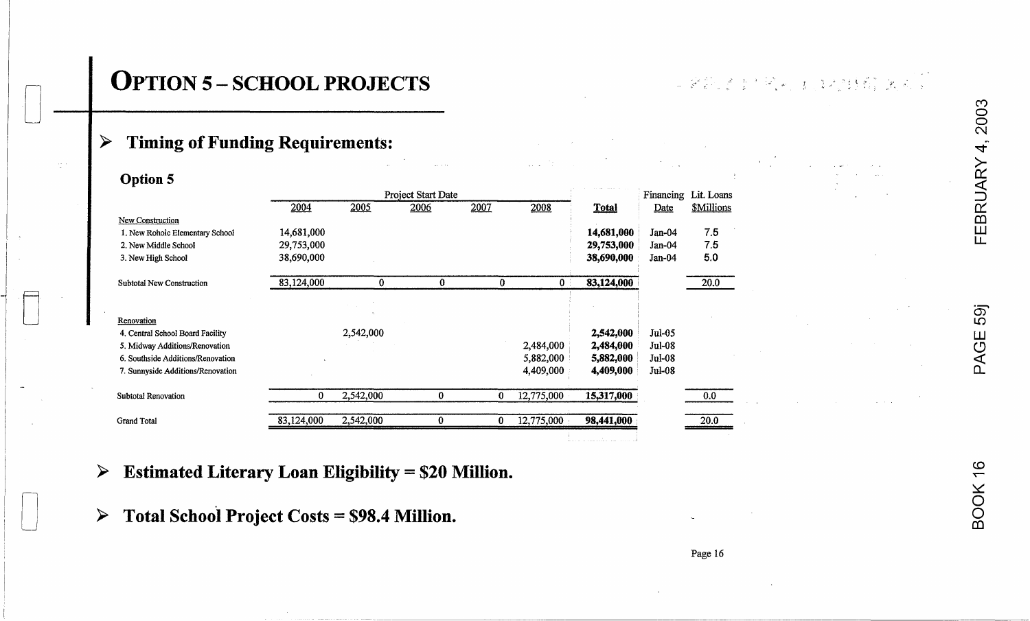# OPTION 5 – SCHOOL PROJECTS

- **Timing of Funding Requirements:**

**Option 5**

| | Project Start Date | | | | | | Financing | Lit. Loans |
|---|---|---|---|---|---|---|---|---|
| | 2004 | 2005 | 2006 | 2007 | 2008 | **Total** | Date | $Millions |
| New Construction | | | | | | | | |
| 1. New Rohoic Elementary School | 14,681,000 | | | | | **14,681,000** | Jan-04 | 7.5 |
| 2. New Middle School | 29,753,000 | | | | | **29,753,000** | Jan-04 | 7.5 |
| 3. New High School | 38,690,000 | | | | | **38,690,000** | Jan-04 | 5.0 |
| Subtotal New Construction | 83,124,000 | 0 | 0 | 0 | 0 | **83,124,000** | | 20.0 |
| Renovation | | | | | | | | |
| 4. Central School Board Facility | | 2,542,000 | | | | **2,542,000** | Jul-05 | |
| 5. Midway Additions/Renovation | | | | | 2,484,000 | **2,484,000** | Jul-08 | |
| 6. Southside Additions/Renovation | | | | | 5,882,000 | **5,882,000** | Jul-08 | |
| 7. Sunnyside Additions/Renovation | | | | | 4,409,000 | **4,409,000** | Jul-08 | |
| Subtotal Renovation | 0 | 2,542,000 | 0 | 0 | 12,775,000 | **15,317,000** | | 0.0 |
| Grand Total | 83,124,000 | 2,542,000 | 0 | 0 | 12,775,000 | **98,441,000** | | 20.0 |

- **Estimated Literary Loan Eligibility = $20 Million.**

- **Total School Project Costs = $98.4 Million.**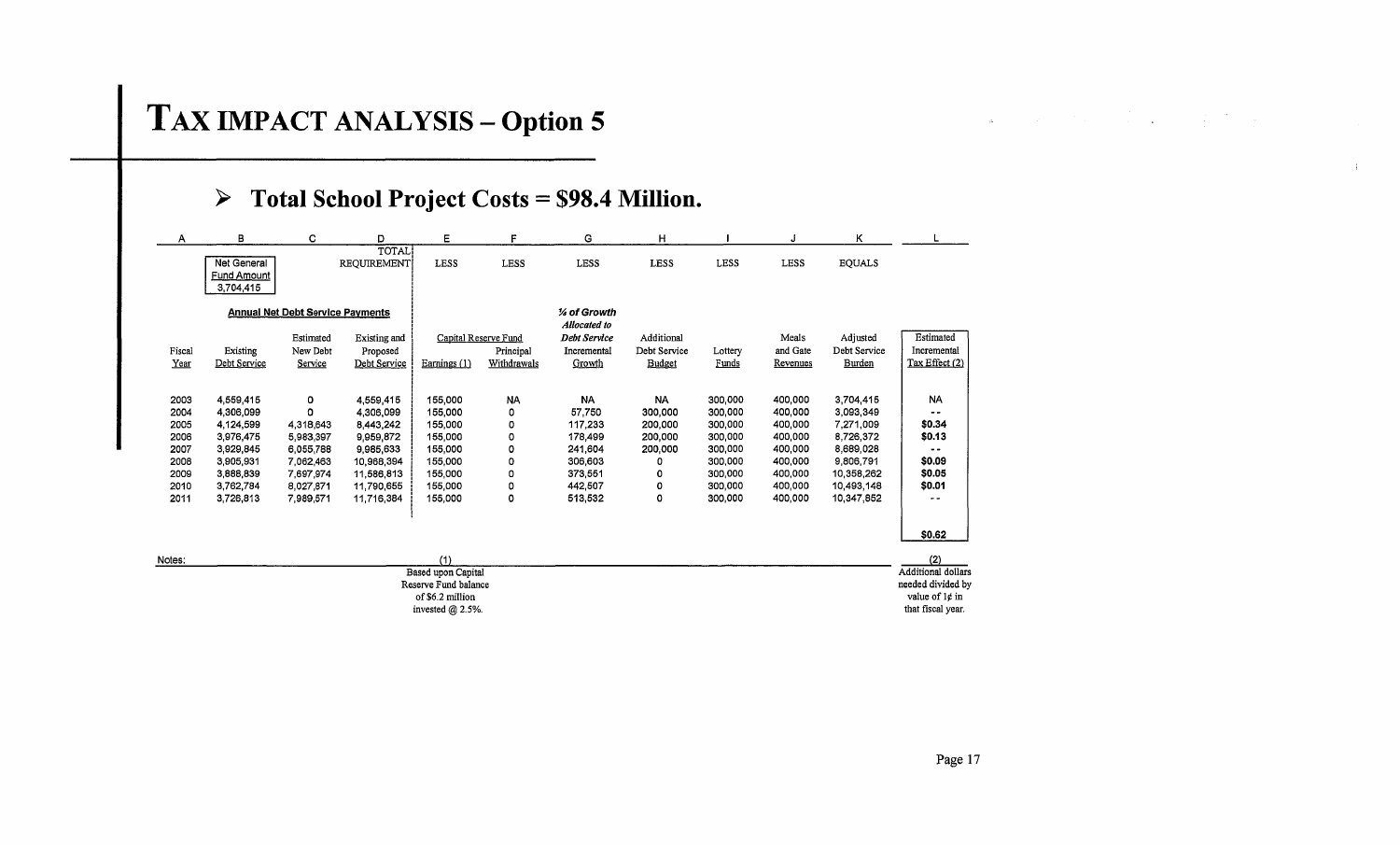# TAX IMPACT ANALYSIS – Option 5

## ➢ Total School Project Costs = $98.4 Million.

| A | B | C | D | E | F | G | H | I | J | K | L |
|---|---|---|---|---|---|---|---|---|---|---|---|
| | Net General Fund Amount 3,704,415 | | TOTAL REQUIREMENT | LESS | LESS | LESS | LESS | LESS | LESS | EQUALS | |
| | Annual Net Debt Service Payments | | | | | *¼ of Growth Allocated to* | | | | | |
| | | | | Capital Reserve Fund | | | | | | | |
| Fiscal Year | Existing Debt Service | Estimated New Debt Service | Existing and Proposed Debt Service | Earnings (1) | Principal Withdrawals | *Debt Service* Incremental Growth | Additional Debt Service Budget | Lottery Funds | Meals and Gate Revenues | Adjusted Debt Service Burden | Estimated Incremental Tax Effect (2) |
| 2003 | 4,559,415 | 0 | 4,559,415 | 155,000 | NA | NA | NA | 300,000 | 400,000 | 3,704,415 | NA |
| 2004 | 4,306,099 | 0 | 4,306,099 | 155,000 | 0 | 57,750 | 300,000 | 300,000 | 400,000 | 3,093,349 | -- |
| 2005 | 4,124,599 | 4,318,643 | 8,443,242 | 155,000 | 0 | 117,233 | 200,000 | 300,000 | 400,000 | 7,271,009 | $0.34 |
| 2006 | 3,976,475 | 5,983,397 | 9,959,872 | 155,000 | 0 | 178,499 | 200,000 | 300,000 | 400,000 | 8,726,372 | $0.13 |
| 2007 | 3,929,845 | 6,055,788 | 9,985,633 | 155,000 | 0 | 241,604 | 200,000 | 300,000 | 400,000 | 8,689,028 | -- |
| 2008 | 3,905,931 | 7,062,463 | 10,968,394 | 155,000 | 0 | 306,603 | 0 | 300,000 | 400,000 | 9,806,791 | $0.09 |
| 2009 | 3,888,839 | 7,697,974 | 11,586,813 | 155,000 | 0 | 373,551 | 0 | 300,000 | 400,000 | 10,358,262 | $0.05 |
| 2010 | 3,762,784 | 8,027,871 | 11,790,655 | 155,000 | 0 | 442,507 | 0 | 300,000 | 400,000 | 10,493,148 | $0.01 |
| 2011 | 3,726,813 | 7,989,571 | 11,716,384 | 155,000 | 0 | 513,532 | 0 | 300,000 | 400,000 | 10,347,852 | -- |
| | | | | | | | | | | | $0.62 |

Notes:

(1) Based upon Capital Reserve Fund balance of $6.2 million invested @ 2.5%.

(2) Additional dollars needed divided by value of 1¢ in that fiscal year.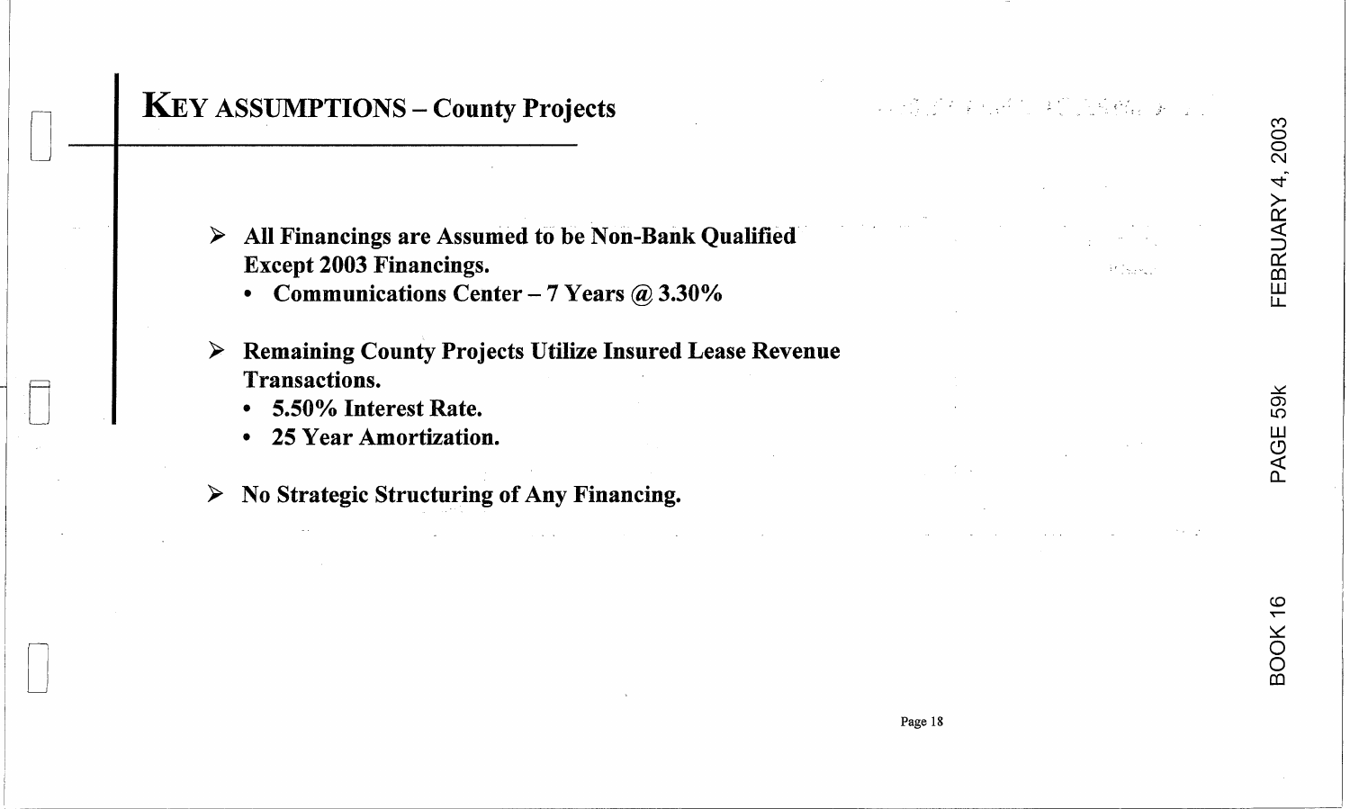# KEY ASSUMPTIONS – County Projects

- **All Financings are Assumed to be Non-Bank Qualified Except 2003 Financings.**
  - **Communications Center – 7 Years @ 3.30%**
- **Remaining County Projects Utilize Insured Lease Revenue Transactions.**
  - **5.50% Interest Rate.**
  - **25 Year Amortization.**
- **No Strategic Structuring of Any Financing.**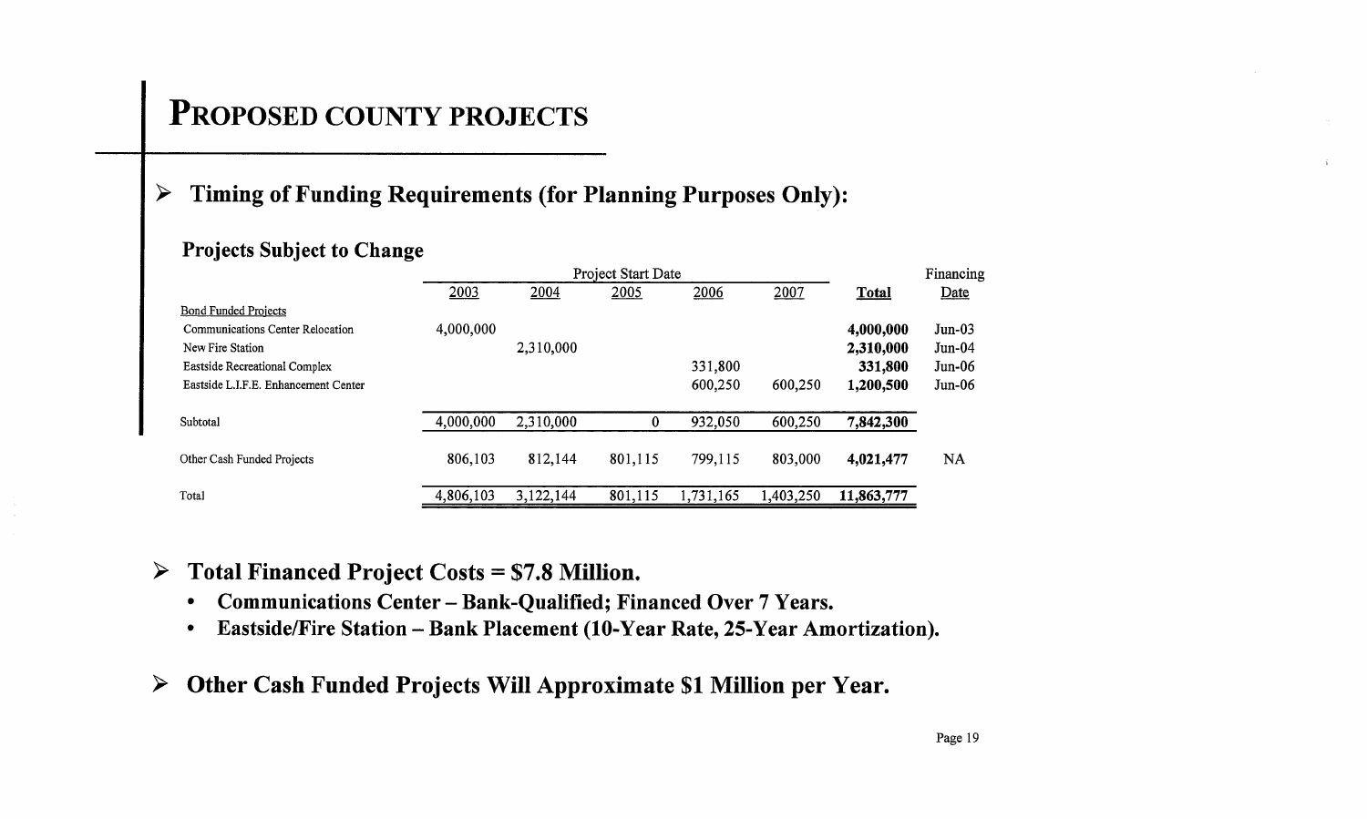# Proposed County Projects

## Timing of Funding Requirements (for Planning Purposes Only):

### Projects Subject to Change

| | Project Start Date | | | | | | Financing |
|---|---|---|---|---|---|---|---|
| | 2003 | 2004 | 2005 | 2006 | 2007 | **Total** | Date |
| Bond Funded Projects | | | | | | | |
| Communications Center Relocation | 4,000,000 | | | | | **4,000,000** | Jun-03 |
| New Fire Station | | 2,310,000 | | | | **2,310,000** | Jun-04 |
| Eastside Recreational Complex | | | | 331,800 | | **331,800** | Jun-06 |
| Eastside L.I.F.E. Enhancement Center | | | | 600,250 | 600,250 | **1,200,500** | Jun-06 |
| Subtotal | 4,000,000 | 2,310,000 | 0 | 932,050 | 600,250 | **7,842,300** | |
| Other Cash Funded Projects | 806,103 | 812,144 | 801,115 | 799,115 | 803,000 | **4,021,477** | NA |
| Total | 4,806,103 | 3,122,144 | 801,115 | 1,731,165 | 1,403,250 | **11,863,777** | |

## Total Financed Project Costs = $7.8 Million.

- **Communications Center – Bank-Qualified; Financed Over 7 Years.**
- **Eastside/Fire Station – Bank Placement (10-Year Rate, 25-Year Amortization).**

## Other Cash Funded Projects Will Approximate $1 Million per Year.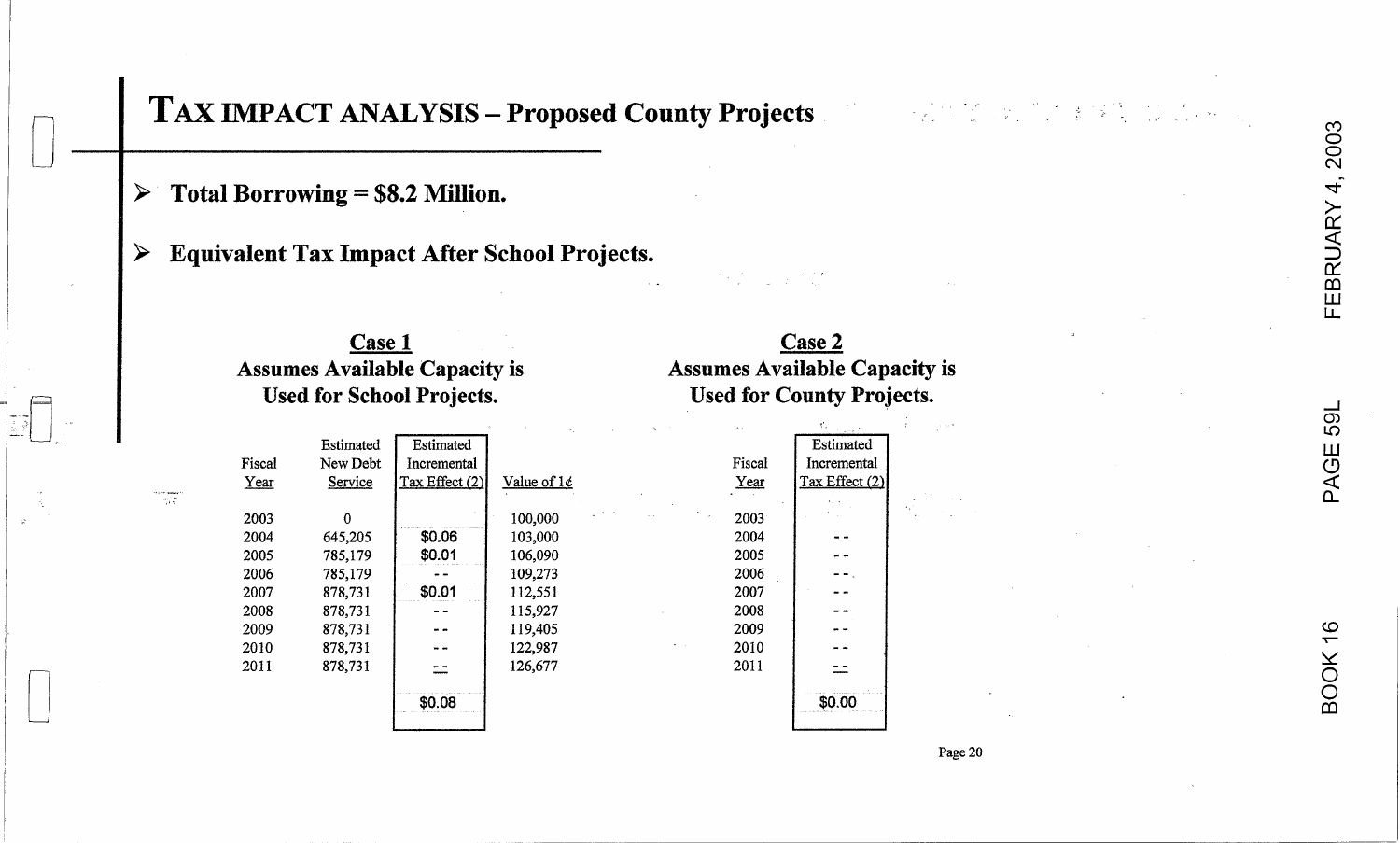# TAX IMPACT ANALYSIS – Proposed County Projects

- **Total Borrowing = $8.2 Million.**
- **Equivalent Tax Impact After School Projects.**

## Case 1
### Assumes Available Capacity is Used for School Projects.

| Fiscal Year | Estimated New Debt Service | Estimated Incremental Tax Effect (2) | Value of 1¢ |
|---|---|---|---|
| 2003 | 0 | | 100,000 |
| 2004 | 645,205 | $0.06 | 103,000 |
| 2005 | 785,179 | $0.01 | 106,090 |
| 2006 | 785,179 | -- | 109,273 |
| 2007 | 878,731 | $0.01 | 112,551 |
| 2008 | 878,731 | -- | 115,927 |
| 2009 | 878,731 | -- | 119,405 |
| 2010 | 878,731 | -- | 122,987 |
| 2011 | 878,731 | -- | 126,677 |
| | | $0.08 | |

## Case 2
### Assumes Available Capacity is Used for County Projects.

| Fiscal Year | Estimated Incremental Tax Effect (2) |
|---|---|
| 2003 | |
| 2004 | -- |
| 2005 | -- |
| 2006 | -- |
| 2007 | -- |
| 2008 | -- |
| 2009 | -- |
| 2010 | -- |
| 2011 | -- |
| | $0.00 |

BOOK 16 PAGE 59L FEBRUARY 4, 2003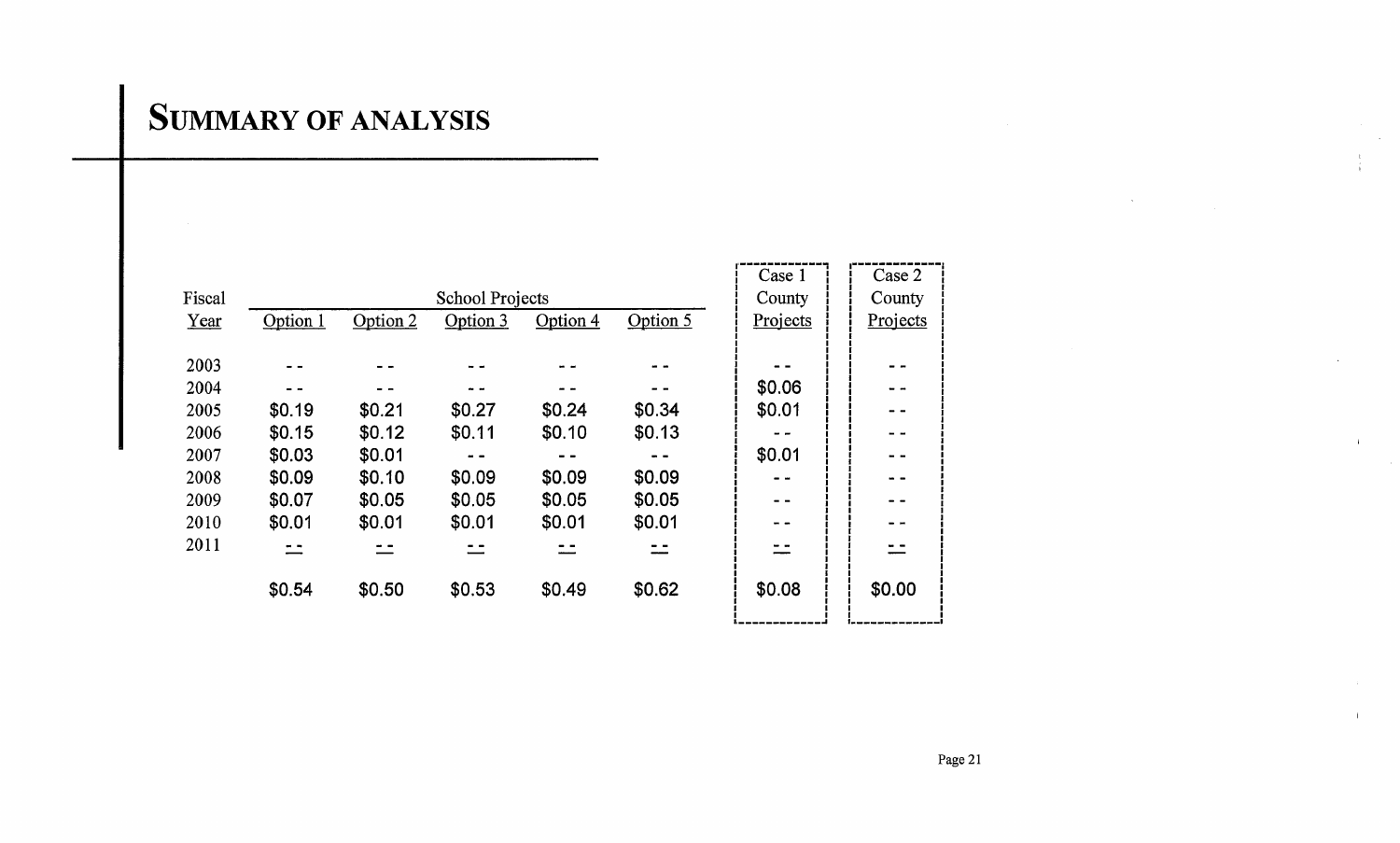# Summary of Analysis

| Fiscal Year | School Projects Option 1 | Option 2 | Option 3 | Option 4 | Option 5 | Case 1 County Projects | Case 2 County Projects |
|---|---|---|---|---|---|---|---|
| 2003 | - - | - - | - - | - - | - - | - - | - - |
| 2004 | - - | - - | - - | - - | - - | $0.06 | - - |
| 2005 | $0.19 | $0.21 | $0.27 | $0.24 | $0.34 | $0.01 | - - |
| 2006 | $0.15 | $0.12 | $0.11 | $0.10 | $0.13 | - - | - - |
| 2007 | $0.03 | $0.01 | - - | - - | - - | $0.01 | - - |
| 2008 | $0.09 | $0.10 | $0.09 | $0.09 | $0.09 | - - | - - |
| 2009 | $0.07 | $0.05 | $0.05 | $0.05 | $0.05 | - - | - - |
| 2010 | $0.01 | $0.01 | $0.01 | $0.01 | $0.01 | - - | - - |
| 2011 | - - | - - | - - | - - | - - | - - | - - |
| | $0.54 | $0.50 | $0.53 | $0.49 | $0.62 | $0.08 | $0.00 |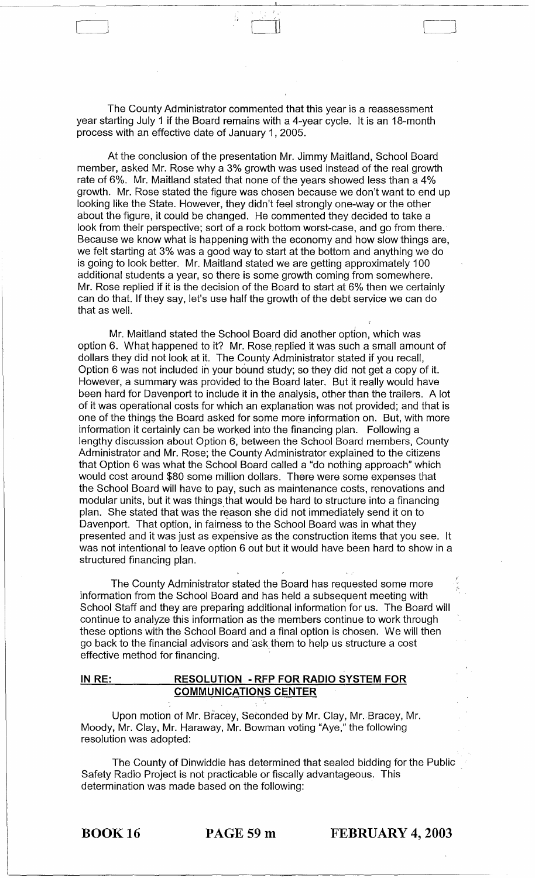The County Administrator commented that this year is a reassessment year starting July 1 if the Board remains with a 4-year cycle. It is an 18-month process with an effective date of January 1, 2005.

At the conclusion of the presentation Mr. Jimmy Maitland, School Board member, asked Mr. Rose why a 3% growth was used instead of the real growth rate of 6%. Mr. Maitland stated that none of the years showed less than a 4% growth. Mr. Rose stated the figure was chosen because we don't want to end up looking like the State. However, they didn't feel strongly one-way or the other about the figure, it could be changed. He commented they decided to take a look from their perspective; sort of a rock bottom worst-case, and go from there. Because we know what is happening with the economy and how slow things are, we felt starting at 3% was a good way to start at the bottom and anything we do is going to look better. Mr. Maitland stated we are getting approximately 100 additional students a year, so there is some growth coming from somewhere. Mr. Rose replied if it is the decision of the Board to start at 6% then we certainly can do that. If they say, let's use half the growth of the debt service we can do that as well.

Mr. Maitland stated the School Board did another option, which was option 6. What happened to it? Mr. Rose replied it was such a small amount of dollars they did not look at it. The County Administrator stated if you recall, Option 6 was not included in your bound study; so they did not get a copy of it. However, a summary was provided to the Board later. But it really would have been hard for Davenport to include it in the analysis, other than the trailers. A lot of it was operational costs for which an explanation was not provided; and that is one of the things the Board asked for some more information on. But, with more information it certainly can be worked into the financing plan. Following a lengthy discussion about Option 6, between the School Board members, County Administrator and Mr. Rose; the County Administrator explained to the citizens that Option 6 was what the School Board called a "do nothing approach" which would cost around $80 some million dollars. There were some expenses that the School Board will have to pay, such as maintenance costs, renovations and modular units, but it was things that would be hard to structure into a financing plan. She stated that was the reason she did not immediately send it on to Davenport. That option, in fairness to the School Board was in what they presented and it was just as expensive as the construction items that you see. It was not intentional to leave option 6 out but it would have been hard to show in a structured financing plan.

The County Administrator stated the Board has requested some more information from the School Board and has held a subsequent meeting with School Staff and they are preparing additional information for us. The Board will continue to analyze this information as the members continue to work through these options with the School Board and a final option is chosen. We will then go back to the financial advisors and ask them to help us structure a cost effective method for financing.

**IN RE: RESOLUTION - RFP FOR RADIO SYSTEM FOR COMMUNICATIONS CENTER**

Upon motion of Mr. Bracey, Seconded by Mr. Clay, Mr. Bracey, Mr. Moody, Mr. Clay, Mr. Haraway, Mr. Bowman voting "Aye," the following resolution was adopted:

The County of Dinwiddie has determined that sealed bidding for the Public Safety Radio Project is not practicable or fiscally advantageous. This determination was made based on the following: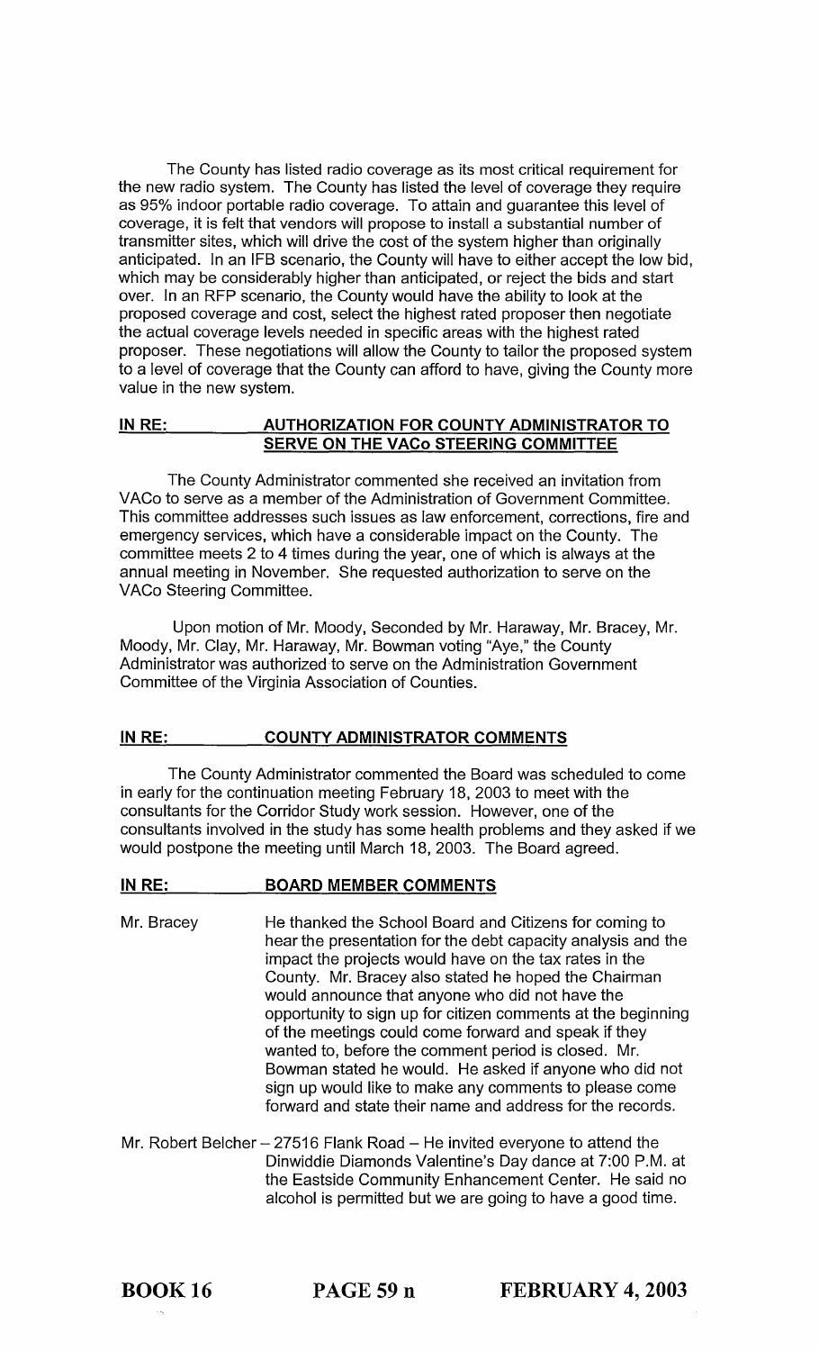The County has listed radio coverage as its most critical requirement for the new radio system. The County has listed the level of coverage they require as 95% indoor portable radio coverage. To attain and guarantee this level of coverage, it is felt that vendors will propose to install a substantial number of transmitter sites, which will drive the cost of the system higher than originally anticipated. In an IFB scenario, the County will have to either accept the low bid, which may be considerably higher than anticipated, or reject the bids and start over. In an RFP scenario, the County would have the ability to look at the proposed coverage and cost, select the highest rated proposer then negotiate the actual coverage levels needed in specific areas with the highest rated proposer. These negotiations will allow the County to tailor the proposed system to a level of coverage that the County can afford to have, giving the County more value in the new system.

**IN RE: AUTHORIZATION FOR COUNTY ADMINISTRATOR TO SERVE ON THE VACo STEERING COMMITTEE**

The County Administrator commented she received an invitation from VACo to serve as a member of the Administration of Government Committee. This committee addresses such issues as law enforcement, corrections, fire and emergency services, which have a considerable impact on the County. The committee meets 2 to 4 times during the year, one of which is always at the annual meeting in November. She requested authorization to serve on the VACo Steering Committee.

Upon motion of Mr. Moody, Seconded by Mr. Haraway, Mr. Bracey, Mr. Moody, Mr. Clay, Mr. Haraway, Mr. Bowman voting "Aye," the County Administrator was authorized to serve on the Administration Government Committee of the Virginia Association of Counties.

**IN RE: COUNTY ADMINISTRATOR COMMENTS**

The County Administrator commented the Board was scheduled to come in early for the continuation meeting February 18, 2003 to meet with the consultants for the Corridor Study work session. However, one of the consultants involved in the study has some health problems and they asked if we would postpone the meeting until March 18, 2003. The Board agreed.

**IN RE: BOARD MEMBER COMMENTS**

Mr. Bracey — He thanked the School Board and Citizens for coming to hear the presentation for the debt capacity analysis and the impact the projects would have on the tax rates in the County. Mr. Bracey also stated he hoped the Chairman would announce that anyone who did not have the opportunity to sign up for citizen comments at the beginning of the meetings could come forward and speak if they wanted to, before the comment period is closed. Mr. Bowman stated he would. He asked if anyone who did not sign up would like to make any comments to please come forward and state their name and address for the records.

Mr. Robert Belcher – 27516 Flank Road – He invited everyone to attend the Dinwiddie Diamonds Valentine's Day dance at 7:00 P.M. at the Eastside Community Enhancement Center. He said no alcohol is permitted but we are going to have a good time.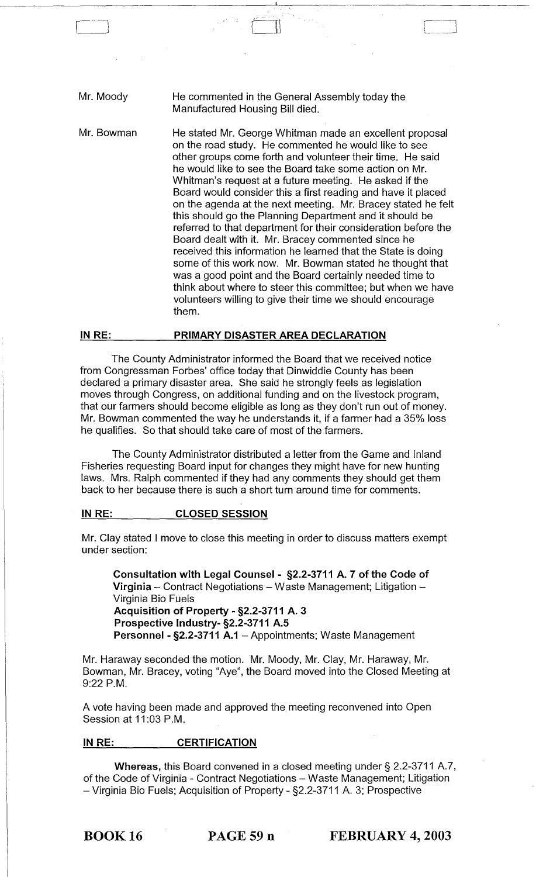Mr. Moody He commented in the General Assembly today the Manufactured Housing Bill died.

Mr. Bowman He stated Mr. George Whitman made an excellent proposal on the road study. He commented he would like to see other groups come forth and volunteer their time. He said he would like to see the Board take some action on Mr. Whitman's request at a future meeting. He asked if the Board would consider this a first reading and have it placed on the agenda at the next meeting. Mr. Bracey stated he felt this should go the Planning Department and it should be referred to that department for their consideration before the Board dealt with it. Mr. Bracey commented since he received this information he learned that the State is doing some of this work now. Mr. Bowman stated he thought that was a good point and the Board certainly needed time to think about where to steer this committee; but when we have volunteers willing to give their time we should encourage them.

**IN RE: PRIMARY DISASTER AREA DECLARATION**

The County Administrator informed the Board that we received notice from Congressman Forbes' office today that Dinwiddie County has been declared a primary disaster area. She said he strongly feels as legislation moves through Congress, on additional funding and on the livestock program, that our farmers should become eligible as long as they don't run out of money. Mr. Bowman commented the way he understands it, if a farmer had a 35% loss he qualifies. So that should take care of most of the farmers.

The County Administrator distributed a letter from the Game and Inland Fisheries requesting Board input for changes they might have for new hunting laws. Mrs. Ralph commented if they had any comments they should get them back to her because there is such a short turn around time for comments.

**IN RE: CLOSED SESSION**

Mr. Clay stated I move to close this meeting in order to discuss matters exempt under section:

> **Consultation with Legal Counsel - §2.2-3711 A. 7 of the Code of Virginia** – Contract Negotiations – Waste Management; Litigation – Virginia Bio Fuels
> **Acquisition of Property - §2.2-3711 A. 3**
> **Prospective Industry- §2.2-3711 A.5**
> **Personnel - §2.2-3711 A.1** – Appointments; Waste Management

Mr. Haraway seconded the motion. Mr. Moody, Mr. Clay, Mr. Haraway, Mr. Bowman, Mr. Bracey, voting "Aye", the Board moved into the Closed Meeting at 9:22 P.M.

A vote having been made and approved the meeting reconvened into Open Session at 11:03 P.M.

**IN RE: CERTIFICATION**

**Whereas,** this Board convened in a closed meeting under § 2.2-3711 A.7, of the Code of Virginia - Contract Negotiations – Waste Management; Litigation – Virginia Bio Fuels; Acquisition of Property - §2.2-3711 A. 3; Prospective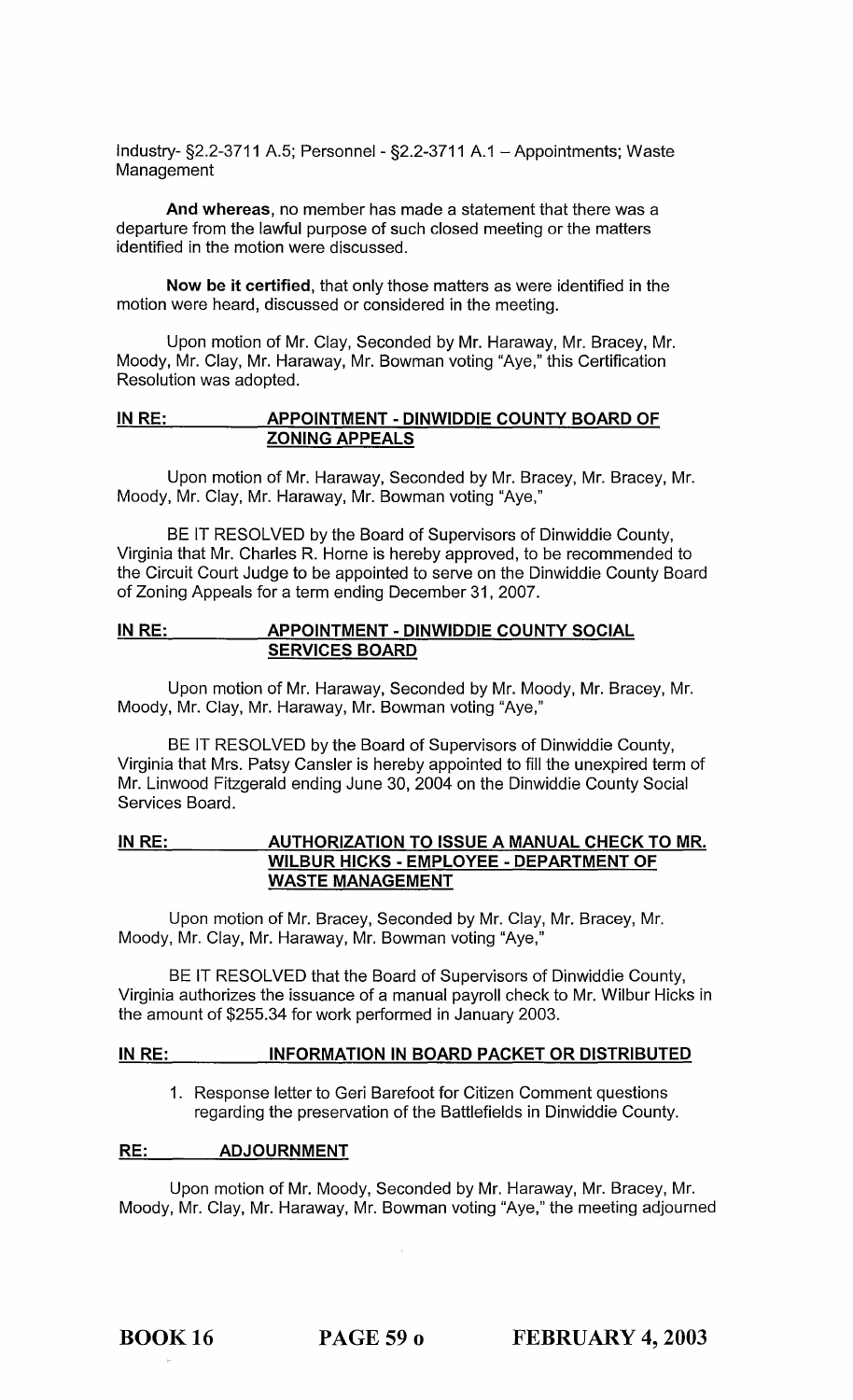Industry- §2.2-3711 A.5; Personnel - §2.2-3711 A.1 – Appointments; Waste Management

**And whereas**, no member has made a statement that there was a departure from the lawful purpose of such closed meeting or the matters identified in the motion were discussed.

**Now be it certified**, that only those matters as were identified in the motion were heard, discussed or considered in the meeting.

Upon motion of Mr. Clay, Seconded by Mr. Haraway, Mr. Bracey, Mr. Moody, Mr. Clay, Mr. Haraway, Mr. Bowman voting "Aye," this Certification Resolution was adopted.

**IN RE: APPOINTMENT - DINWIDDIE COUNTY BOARD OF ZONING APPEALS**

Upon motion of Mr. Haraway, Seconded by Mr. Bracey, Mr. Bracey, Mr. Moody, Mr. Clay, Mr. Haraway, Mr. Bowman voting "Aye,"

BE IT RESOLVED by the Board of Supervisors of Dinwiddie County, Virginia that Mr. Charles R. Horne is hereby approved, to be recommended to the Circuit Court Judge to be appointed to serve on the Dinwiddie County Board of Zoning Appeals for a term ending December 31, 2007.

**IN RE: APPOINTMENT - DINWIDDIE COUNTY SOCIAL SERVICES BOARD**

Upon motion of Mr. Haraway, Seconded by Mr. Moody, Mr. Bracey, Mr. Moody, Mr. Clay, Mr. Haraway, Mr. Bowman voting "Aye,"

BE IT RESOLVED by the Board of Supervisors of Dinwiddie County, Virginia that Mrs. Patsy Cansler is hereby appointed to fill the unexpired term of Mr. Linwood Fitzgerald ending June 30, 2004 on the Dinwiddie County Social Services Board.

**IN RE: AUTHORIZATION TO ISSUE A MANUAL CHECK TO MR. WILBUR HICKS - EMPLOYEE - DEPARTMENT OF WASTE MANAGEMENT**

Upon motion of Mr. Bracey, Seconded by Mr. Clay, Mr. Bracey, Mr. Moody, Mr. Clay, Mr. Haraway, Mr. Bowman voting "Aye,"

BE IT RESOLVED that the Board of Supervisors of Dinwiddie County, Virginia authorizes the issuance of a manual payroll check to Mr. Wilbur Hicks in the amount of $255.34 for work performed in January 2003.

**IN RE: INFORMATION IN BOARD PACKET OR DISTRIBUTED**

1. Response letter to Geri Barefoot for Citizen Comment questions regarding the preservation of the Battlefields in Dinwiddie County.

**RE: ADJOURNMENT**

Upon motion of Mr. Moody, Seconded by Mr. Haraway, Mr. Bracey, Mr. Moody, Mr. Clay, Mr. Haraway, Mr. Bowman voting "Aye," the meeting adjourned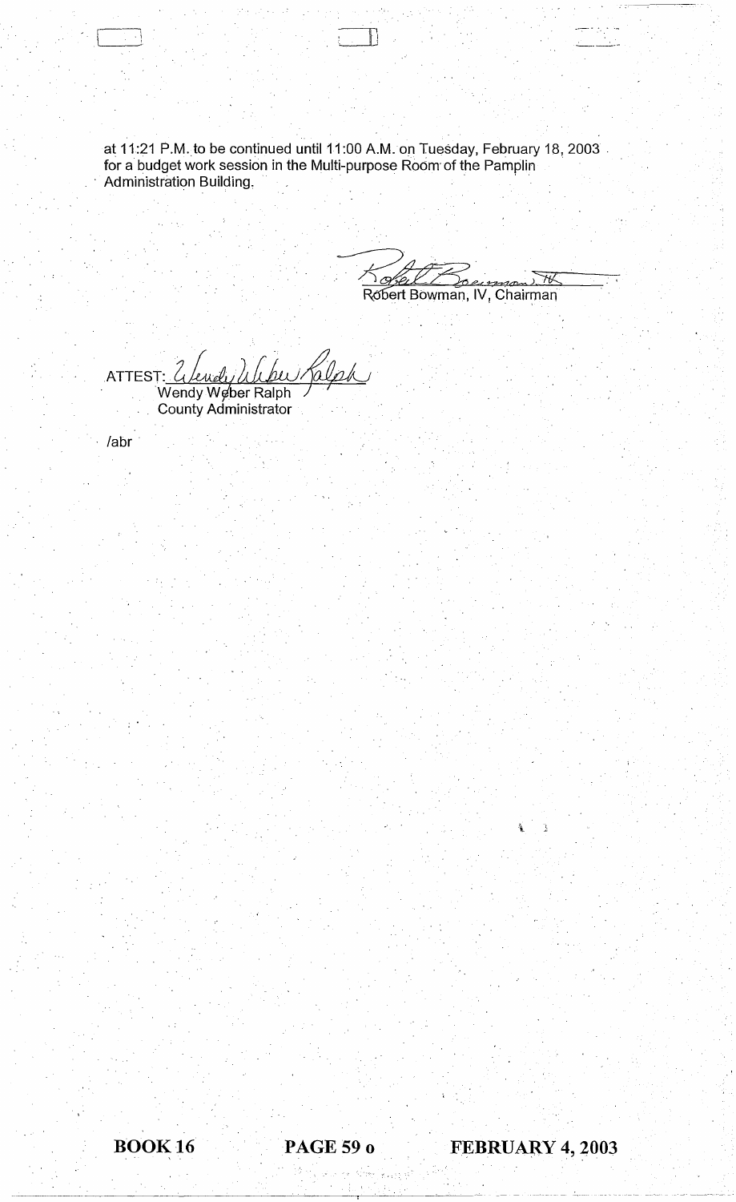at 11:21 P.M. to be continued until 11:00 A.M. on Tuesday, February 18, 2003 for a budget work session in the Multi-purpose Room of the Pamplin Administration Building.

Robert Bowman, IV, Chairman

ATTEST:
Wendy Weber Ralph
County Administrator

/abr